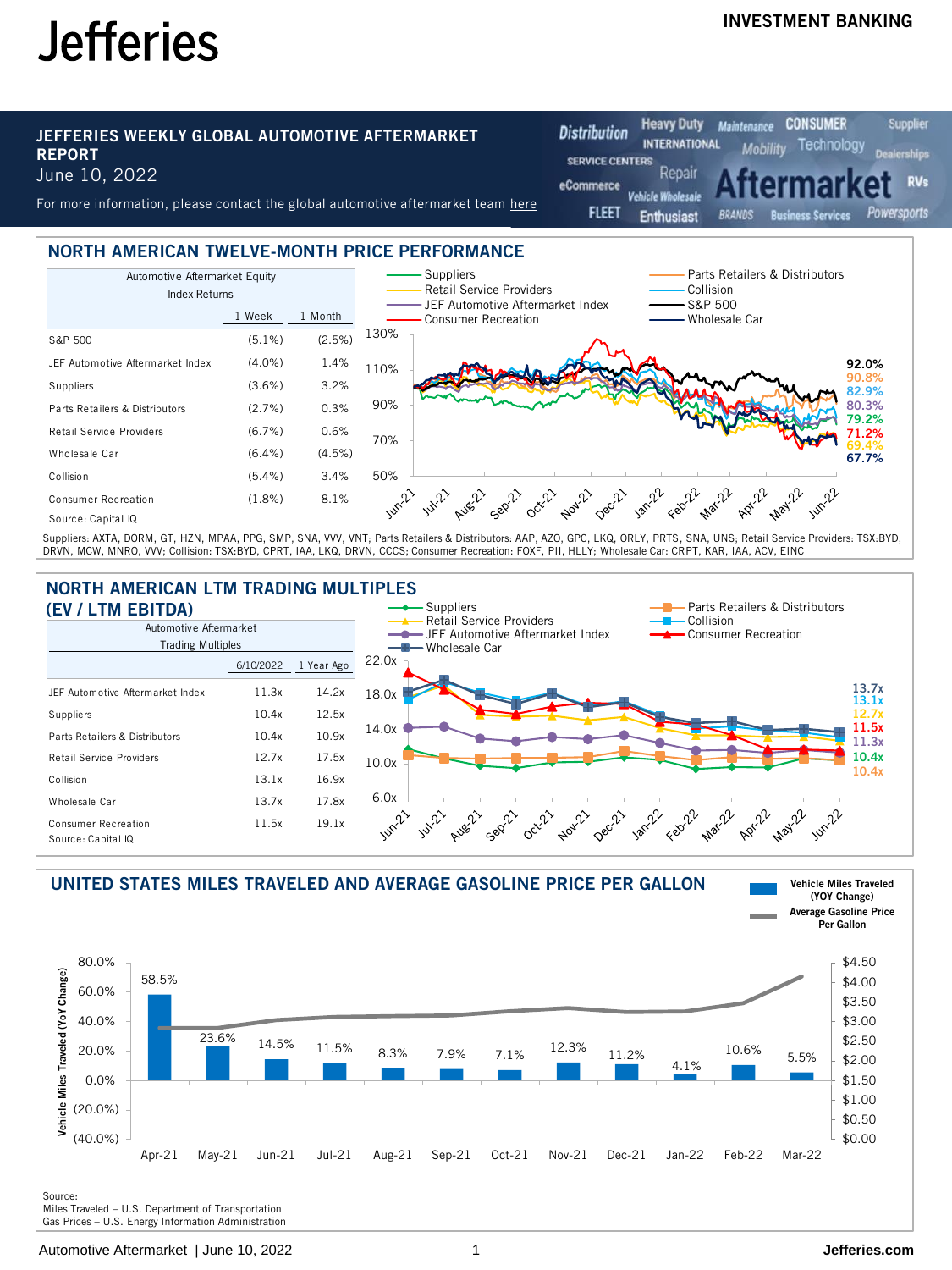# Jefferies

INVESTMENT BANKING

## JEFFERIES WEEKLY GLOBAL AUTOMOTIVE AFTERMARKET REPORT

June 10, 2022

For more information, please contact the global automotive aftermarket team here

## NORTH AMERICAN TWELVE-MONTH PRICE PERFORMANCE

| Automotive Aftermarket Equity Index Returns | 1 Week | 1 Month |
|---|---|---|
| S&P 500 | (5.1%) | (2.5%) |
| JEF Automotive Aftermarket Index | (4.0%) | 1.4% |
| Suppliers | (3.6%) | 3.2% |
| Parts Retailers & Distributors | (2.7%) | 0.3% |
| Retail Service Providers | (6.7%) | 0.6% |
| Wholesale Car | (6.4%) | (4.5%) |
| Collision | (5.4%) | 3.4% |
| Consumer Recreation | (1.8%) | 8.1% |

Source: Capital IQ

Suppliers: AXTA, DORM, GT, HZN, MPAA, PPG, SMP, SNA, VVV, VNT; Parts Retailers & Distributors: AAP, AZO, GPC, LKQ, ORLY, PRTS, SNA, UNS; Retail Service Providers: TSX:BYD, DRVN, MCW, MNRO, VVV; Collision: TSX:BYD, CPRT, IAA, LKQ, DRVN, CCCS; Consumer Recreation: FOXF, PII, HLLY; Wholesale Car: CRPT, KAR, IAA, ACV, EINC

## NORTH AMERICAN LTM TRADING MULTIPLES (EV / LTM EBITDA)

| Automotive Aftermarket Trading Multiples | 6/10/2022 | 1 Year Ago |
|---|---|---|
| JEF Automotive Aftermarket Index | 11.3x | 14.2x |
| Suppliers | 10.4x | 12.5x |
| Parts Retailers & Distributors | 10.4x | 10.9x |
| Retail Service Providers | 12.7x | 17.5x |
| Collision | 13.1x | 16.9x |
| Wholesale Car | 13.7x | 17.8x |
| Consumer Recreation | 11.5x | 19.1x |

Source: Capital IQ

## UNITED STATES MILES TRAVELED AND AVERAGE GASOLINE PRICE PER GALLON

| Month | Vehicle Miles Traveled (YOY Change) |
|---|---|
| Apr-21 | 58.5% |
| May-21 | 23.6% |
| Jun-21 | 14.5% |
| Jul-21 | 11.5% |
| Aug-21 | 8.3% |
| Sep-21 | 7.9% |
| Oct-21 | 7.1% |
| Nov-21 | 12.3% |
| Dec-21 | 11.2% |
| Jan-22 | 4.1% |
| Feb-22 | 10.6% |
| Mar-22 | 5.5% |

Source:
Miles Traveled – U.S. Department of Transportation
Gas Prices – U.S. Energy Information Administration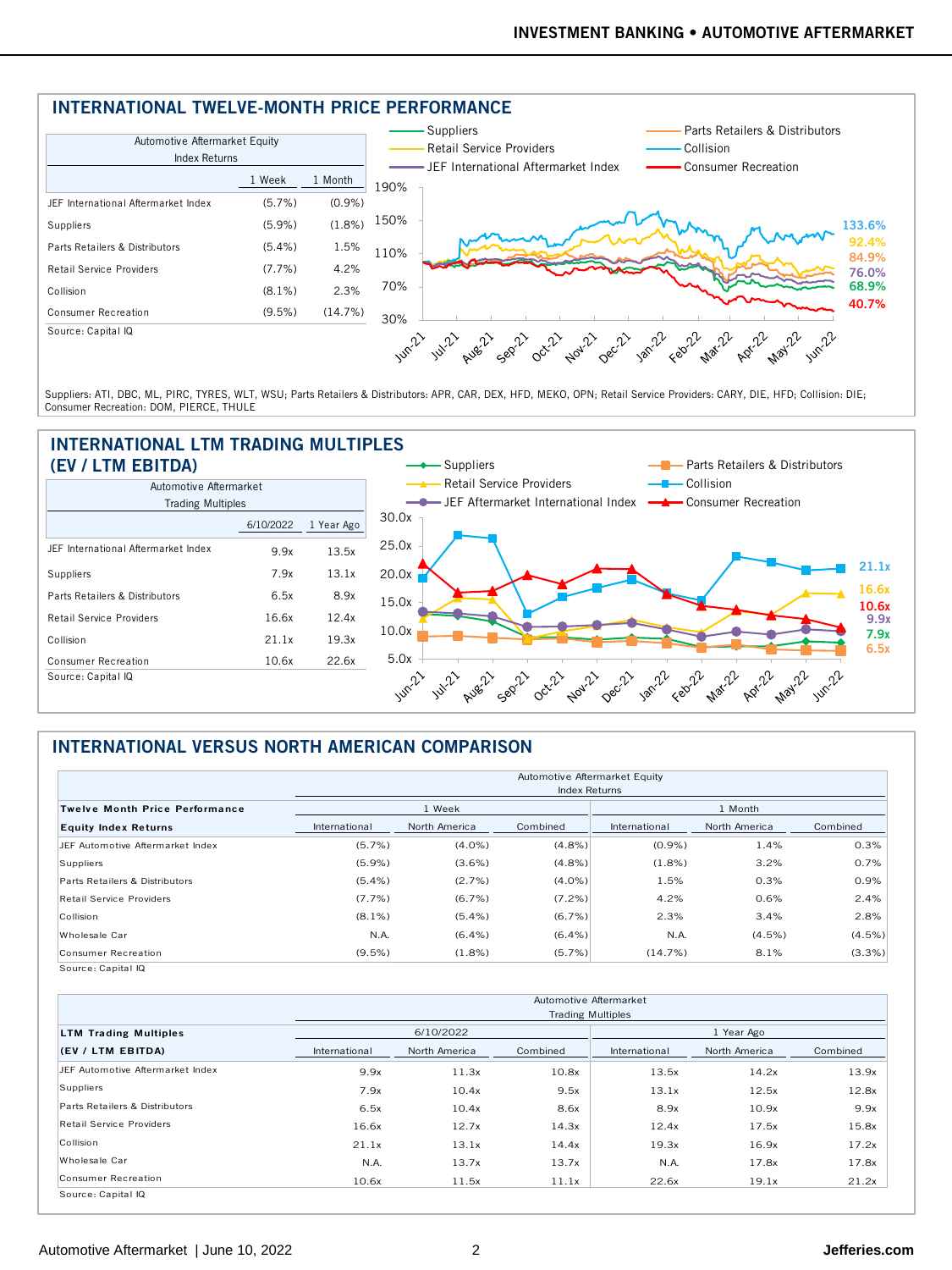## INTERNATIONAL TWELVE-MONTH PRICE PERFORMANCE

| Automotive Aftermarket Equity Index Returns | 1 Week | 1 Month |
|---|---|---|
| JEF International Aftermarket Index | (5.7%) | (0.9%) |
| Suppliers | (5.9%) | (1.8%) |
| Parts Retailers & Distributors | (5.4%) | 1.5% |
| Retail Service Providers | (7.7%) | 4.2% |
| Collision | (8.1%) | 2.3% |
| Consumer Recreation | (9.5%) | (14.7%) |

Source: Capital IQ

Suppliers: ATI, DBC, ML, PIRC, TYRES, WLT, WSU; Parts Retailers & Distributors: APR, CAR, DEX, HFD, MEKO, OPN; Retail Service Providers: CARY, DIE, HFD; Collision: DIE; Consumer Recreation: DOM, PIERCE, THULE

## INTERNATIONAL LTM TRADING MULTIPLES (EV / LTM EBITDA)

| Automotive Aftermarket Trading Multiples | 6/10/2022 | 1 Year Ago |
|---|---|---|
| JEF International Aftermarket Index | 9.9x | 13.5x |
| Suppliers | 7.9x | 13.1x |
| Parts Retailers & Distributors | 6.5x | 8.9x |
| Retail Service Providers | 16.6x | 12.4x |
| Collision | 21.1x | 19.3x |
| Consumer Recreation | 10.6x | 22.6x |

Source: Capital IQ

## INTERNATIONAL VERSUS NORTH AMERICAN COMPARISON

| Twelve Month Price Performance | Automotive Aftermarket Equity Index Returns | | | | | |
|---|---|---|---|---|---|---|
| | 1 Week | | | 1 Month | | |
| Equity Index Returns | International | North America | Combined | International | North America | Combined |
| JEF Automotive Aftermarket Index | (5.7%) | (4.0%) | (4.8%) | (0.9%) | 1.4% | 0.3% |
| Suppliers | (5.9%) | (3.6%) | (4.8%) | (1.8%) | 3.2% | 0.7% |
| Parts Retailers & Distributors | (5.4%) | (2.7%) | (4.0%) | 1.5% | 0.3% | 0.9% |
| Retail Service Providers | (7.7%) | (6.7%) | (7.2%) | 4.2% | 0.6% | 2.4% |
| Collision | (8.1%) | (5.4%) | (6.7%) | 2.3% | 3.4% | 2.8% |
| Wholesale Car | N.A. | (6.4%) | (6.4%) | N.A. | (4.5%) | (4.5%) |
| Consumer Recreation | (9.5%) | (1.8%) | (5.7%) | (14.7%) | 8.1% | (3.3%) |

Source: Capital IQ

| LTM Trading Multiples | Automotive Aftermarket Trading Multiples | | | | | |
|---|---|---|---|---|---|---|
| | 6/10/2022 | | | 1 Year Ago | | |
| (EV / LTM EBITDA) | International | North America | Combined | International | North America | Combined |
| JEF Automotive Aftermarket Index | 9.9x | 11.3x | 10.8x | 13.5x | 14.2x | 13.9x |
| Suppliers | 7.9x | 10.4x | 9.5x | 13.1x | 12.5x | 12.8x |
| Parts Retailers & Distributors | 6.5x | 10.4x | 8.6x | 8.9x | 10.9x | 9.9x |
| Retail Service Providers | 16.6x | 12.7x | 14.3x | 12.4x | 17.5x | 15.8x |
| Collision | 21.1x | 13.1x | 14.4x | 19.3x | 16.9x | 17.2x |
| Wholesale Car | N.A. | 13.7x | 13.7x | N.A. | 17.8x | 17.8x |
| Consumer Recreation | 10.6x | 11.5x | 11.1x | 22.6x | 19.1x | 21.2x |

Source: Capital IQ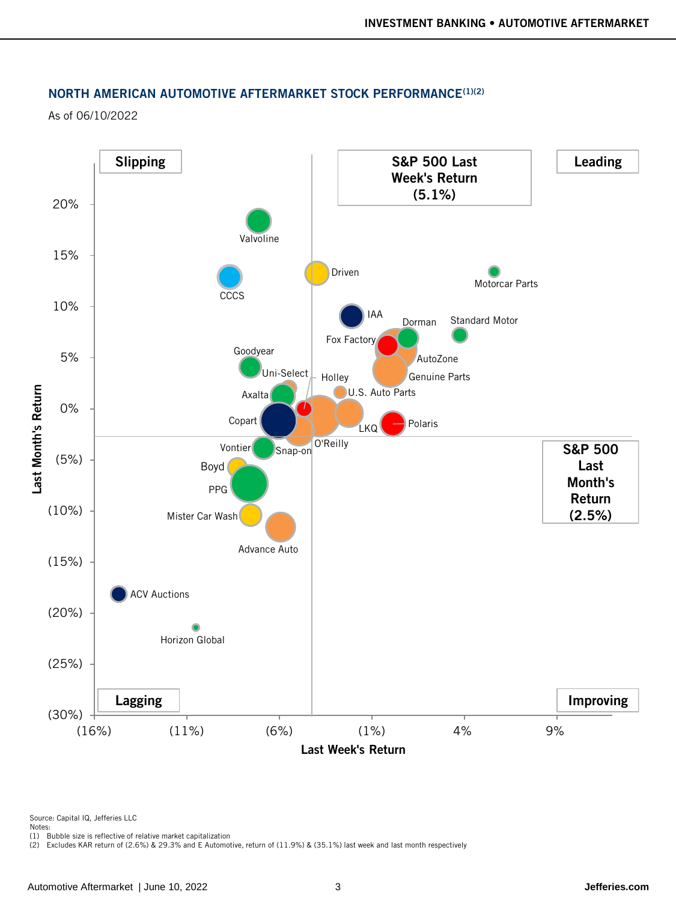## NORTH AMERICAN AUTOMOTIVE AFTERMARKET STOCK PERFORMANCE[(1)(2)]

As of 06/10/2022

Slipping

S&P 500 Last Week's Return (5.1%)

Leading

S&P 500 Last Month's Return (2.5%)

Lagging

Improving

Last Month's Return: 20%, 15%, 10%, 5%, 0%, (5%), (10%), (15%), (20%), (25%), (30%)

Last Week's Return: (16%), (11%), (6%), (1%), 4%, 9%

Valvoline, Driven, Motorcar Parts, CCCS, IAA, Dorman, Standard Motor, Fox Factory, AutoZone, Goodyear, Uni-Select, Holley, Genuine Parts, Axalta, U.S. Auto Parts, Copart, LKQ, Polaris, Vontier, Snap-on, O'Reilly, Boyd, PPG, Mister Car Wash, Advance Auto, ACV Auctions, Horizon Global

Source: Capital IQ, Jefferies LLC

Notes:

(1) Bubble size is reflective of relative market capitalization

(2) Excludes KAR return of (2.6%) & 29.3% and E Automotive, return of (11.9%) & (35.1%) last week and last month respectively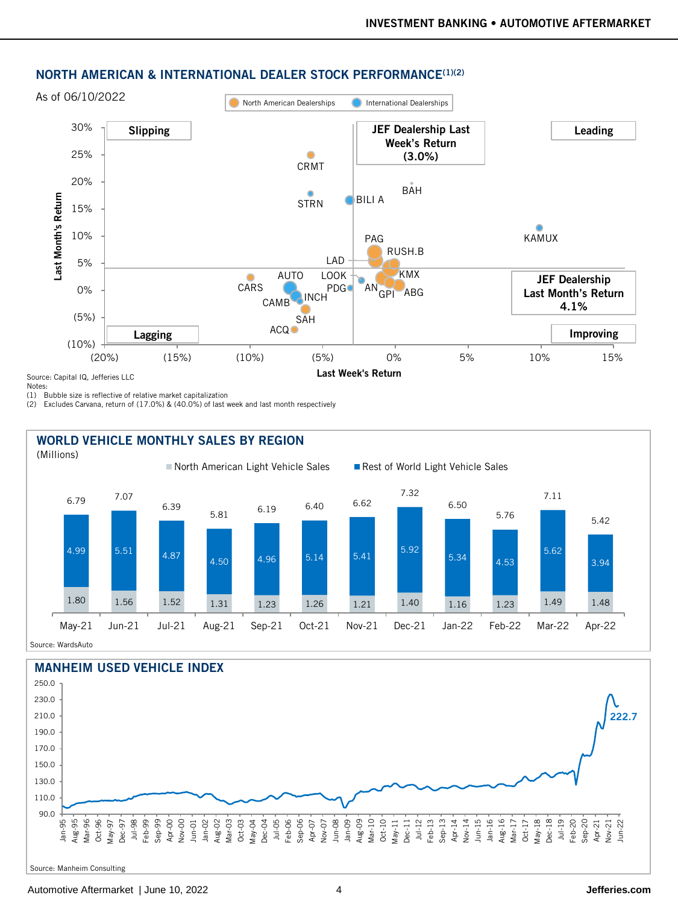## NORTH AMERICAN & INTERNATIONAL DEALER STOCK PERFORMANCE(1)(2)

As of 06/10/2022

North American Dealerships | International Dealerships

Slipping | JEF Dealership Last Week's Return (3.0%) | Leading

Lagging | JEF Dealership Last Month's Return 4.1% | Improving

Last Month's Return (y-axis): 30%, 25%, 20%, 15%, 10%, 5%, 0%, (5%), (10%)

Last Week's Return (x-axis): (20%), (15%), (10%), (5%), 0%, 5%, 10%, 15%

CRMT, STRN, BILI A, BAH, KAMUX, PAG, RUSH.B, LAD, LOOK, KMX, AN, GPI, ABG, PDG, AUTO, CARS, INCH, CAMB, SAH, ACQ

Source: Capital IQ, Jefferies LLC

Notes:

(1) Bubble size is reflective of relative market capitalization

(2) Excludes Carvana, return of (17.0%) & (40.0%) of last week and last month respectively

## WORLD VEHICLE MONTHLY SALES BY REGION

(Millions)

| | May-21 | Jun-21 | Jul-21 | Aug-21 | Sep-21 | Oct-21 | Nov-21 | Dec-21 | Jan-22 | Feb-22 | Mar-22 | Apr-22 |
|---|---|---|---|---|---|---|---|---|---|---|---|---|
| North American Light Vehicle Sales | 1.80 | 1.56 | 1.52 | 1.31 | 1.23 | 1.26 | 1.21 | 1.40 | 1.16 | 1.23 | 1.49 | 1.48 |
| Rest of World Light Vehicle Sales | 4.99 | 5.51 | 4.87 | 4.50 | 4.96 | 5.14 | 5.41 | 5.92 | 5.34 | 4.53 | 5.62 | 3.94 |
| Total | 6.79 | 7.07 | 6.39 | 5.81 | 6.19 | 6.40 | 6.62 | 7.32 | 6.50 | 5.76 | 7.11 | 5.42 |

Source: WardsAuto

## MANHEIM USED VEHICLE INDEX

222.7

Source: Manheim Consulting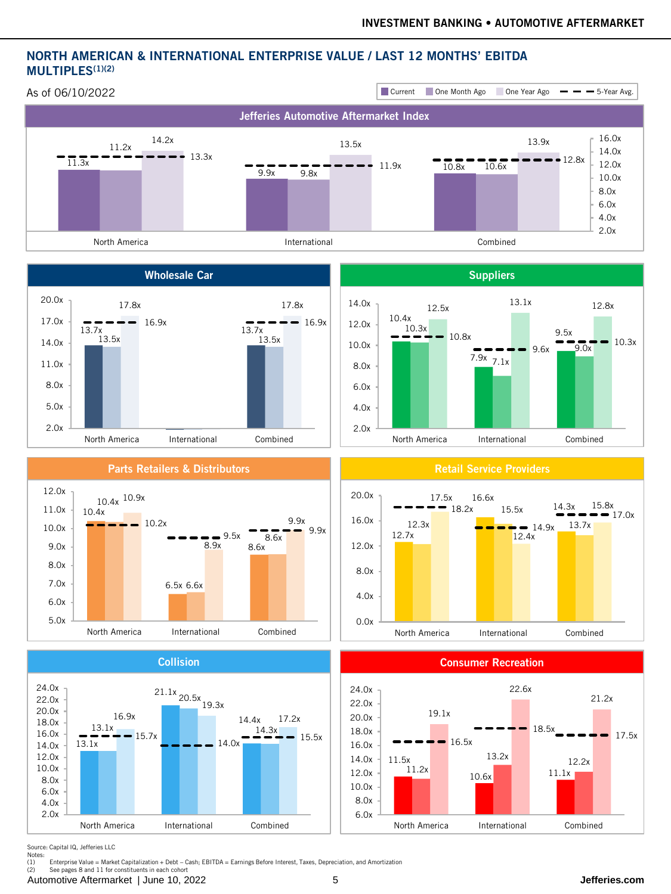## NORTH AMERICAN & INTERNATIONAL ENTERPRISE VALUE / LAST 12 MONTHS' EBITDA MULTIPLES[(1)(2)]

As of 06/10/2022

Legend: Current | One Month Ago | One Year Ago | 5-Year Avg.

### Jefferies Automotive Aftermarket Index

| | Current | One Month Ago | One Year Ago | 5-Year Avg. |
|---|---|---|---|---|
| North America | 11.3x | 11.2x | 14.2x | 13.3x |
| International | 9.9x | 9.8x | 13.5x | 11.9x |
| Combined | 10.8x | 10.6x | 13.9x | 12.8x |

### Wholesale Car

| | Current | One Month Ago | One Year Ago | 5-Year Avg. |
|---|---|---|---|---|
| North America | 13.7x | 13.5x | 17.8x | 16.9x |
| International | | | | |
| Combined | 13.7x | 13.5x | 17.8x | 16.9x |

### Suppliers

| | Current | One Month Ago | One Year Ago | 5-Year Avg. |
|---|---|---|---|---|
| North America | 10.4x | 10.3x | 12.5x | 10.8x |
| International | 7.9x | 7.1x | 13.1x | 9.6x |
| Combined | 9.5x | 9.0x | 12.8x | 10.3x |

### Parts Retailers & Distributors

| | Current | One Month Ago | One Year Ago | 5-Year Avg. |
|---|---|---|---|---|
| North America | 10.4x | 10.4x | 10.9x | 10.2x |
| International | 6.5x | 6.6x | 8.9x | 9.5x |
| Combined | 8.6x | 8.6x | 9.9x | 9.9x |

### Retail Service Providers

| | Current | One Month Ago | One Year Ago | 5-Year Avg. |
|---|---|---|---|---|
| North America | 12.7x | 12.3x | 17.5x | 18.2x |
| International | 16.6x | 15.5x | 12.4x | 14.9x |
| Combined | 14.3x | 13.7x | 15.8x | 17.0x |

### Collision

| | Current | One Month Ago | One Year Ago | 5-Year Avg. |
|---|---|---|---|---|
| North America | 13.1x | 13.1x | 16.9x | 15.7x |
| International | 21.1x | 20.5x | 19.3x | 14.0x |
| Combined | 14.4x | 14.3x | 17.2x | 15.5x |

### Consumer Recreation

| | Current | One Month Ago | One Year Ago | 5-Year Avg. |
|---|---|---|---|---|
| North America | 11.5x | 11.2x | 19.1x | 16.5x |
| International | 10.6x | 13.2x | 22.6x | 18.5x |
| Combined | 11.1x | 12.2x | 21.2x | 17.5x |

Source: Capital IQ, Jefferies LLC

Notes:
(1) Enterprise Value = Market Capitalization + Debt – Cash; EBITDA = Earnings Before Interest, Taxes, Depreciation, and Amortization
(2) See pages 8 and 11 for constituents in each cohort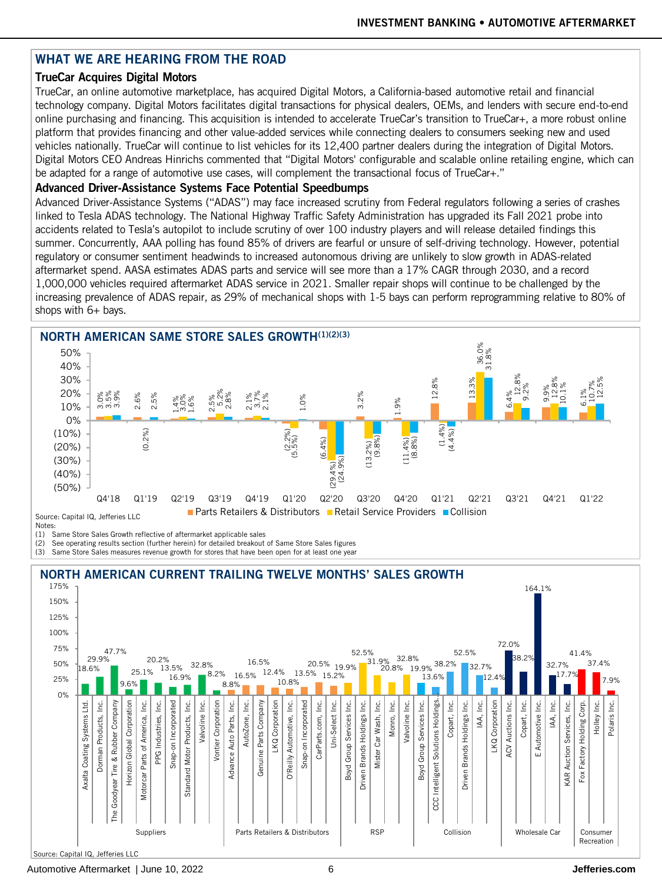## WHAT WE ARE HEARING FROM THE ROAD

### TrueCar Acquires Digital Motors

TrueCar, an online automotive marketplace, has acquired Digital Motors, a California-based automotive retail and financial technology company. Digital Motors facilitates digital transactions for physical dealers, OEMs, and lenders with secure end-to-end online purchasing and financing. This acquisition is intended to accelerate TrueCar's transition to TrueCar+, a more robust online platform that provides financing and other value-added services while connecting dealers to consumers seeking new and used vehicles nationally. TrueCar will continue to list vehicles for its 12,400 partner dealers during the integration of Digital Motors. Digital Motors CEO Andreas Hinrichs commented that "Digital Motors' configurable and scalable online retailing engine, which can be adapted for a range of automotive use cases, will complement the transactional focus of TrueCar+."

### Advanced Driver-Assistance Systems Face Potential Speedbumps

Advanced Driver-Assistance Systems ("ADAS") may face increased scrutiny from Federal regulators following a series of crashes linked to Tesla ADAS technology. The National Highway Traffic Safety Administration has upgraded its Fall 2021 probe into accidents related to Tesla's autopilot to include scrutiny of over 100 industry players and will release detailed findings this summer. Concurrently, AAA polling has found 85% of drivers are fearful or unsure of self-driving technology. However, potential regulatory or consumer sentiment headwinds to increased autonomous driving are unlikely to slow growth in ADAS-related aftermarket spend. AASA estimates ADAS parts and service will see more than a 17% CAGR through 2030, and a record 1,000,000 vehicles required aftermarket ADAS service in 2021. Smaller repair shops will continue to be challenged by the increasing prevalence of ADAS repair, as 29% of mechanical shops with 1-5 bays can perform reprogramming relative to 80% of shops with 6+ bays.

## NORTH AMERICAN SAME STORE SALES GROWTH[(1)(2)(3)]

| Quarter | Parts Retailers & Distributors | Retail Service Providers | Collision |
|---|---|---|---|
| Q4'18 | 3.0% | 3.5% | 3.9% |
| Q1'19 | 2.6% | (0.2%) | 2.5% |
| Q2'19 | 1.4% | 3.0% | 1.6% |
| Q3'19 | 2.5% | 5.2% | 2.8% |
| Q4'19 | 2.1% | 3.7% | 2.1% |
| Q1'20 | (2.2%) | (5.5%) | 1.0% |
| Q2'20 | (6.4%) | (29.4%) | (24.9%) |
| Q3'20 | 3.2% | (13.2%) | (9.8%) |
| Q4'20 | 1.9% | (11.4%) | (8.8%) |
| Q1'21 | 12.8% | (1.4%) | (4.4%) |
| Q2'21 | 13.3% | 36.0% | 31.8% |
| Q3'21 | 6.4% | 12.8% | 9.2% |
| Q4'21 | 9.9% | 12.8% | 10.1% |
| Q1'22 | 6.1% | 10.7% | 12.5% |

Source: Capital IQ, Jefferies LLC

Notes:

(1) Same Store Sales Growth reflective of aftermarket applicable sales

(2) See operating results section (further herein) for detailed breakout of Same Store Sales figures

(3) Same Store Sales measures revenue growth for stores that have been open for at least one year

## NORTH AMERICAN CURRENT TRAILING TWELVE MONTHS' SALES GROWTH

| Segment | Company | TTM Sales Growth |
|---|---|---|
| Suppliers | Axalta Coating Systems Ltd. | 18.6% |
| Suppliers | Dorman Products, Inc. | 29.9% |
| Suppliers | The Goodyear Tire & Rubber Company | 47.7% |
| Suppliers | Horizon Global Corporation | 9.6% |
| Suppliers | Motorcar Parts of America, Inc. | 25.1% |
| Suppliers | PPG Industries, Inc. | 20.2% |
| Suppliers | Snap-on Incorporated | 13.5% |
| Suppliers | Standard Motor Products, Inc. | 16.9% |
| Suppliers | Valvoline Inc. | 32.8% |
| Suppliers | Vontier Corporation | 8.2% |
| Parts Retailers & Distributors | Advance Auto Parts, Inc. | 8.8% |
| Parts Retailers & Distributors | AutoZone, Inc. | 16.5% |
| Parts Retailers & Distributors | Genuine Parts Company | 16.5% |
| Parts Retailers & Distributors | LKQ Corporation | 12.4% |
| Parts Retailers & Distributors | O'Reilly Automotive, Inc. | 10.8% |
| Parts Retailers & Distributors | Snap-on Incorporated | 13.5% |
| Parts Retailers & Distributors | CarParts.com, Inc. | 20.5% |
| Parts Retailers & Distributors | Uni-Select Inc. | 15.2% |
| RSP | Boyd Group Services Inc. | 19.9% |
| RSP | Driven Brands Holdings Inc. | 52.5% |
| RSP | Mister Car Wash, Inc. | 31.9% |
| RSP | Monro, Inc. | 20.8% |
| RSP | Valvoline Inc. | 32.8% |
| Collision | Boyd Group Services Inc. | 19.9% |
| Collision | CCC Intelligent Solutions Holdings... | 13.6% |
| Collision | Copart, Inc. | 38.2% |
| Collision | Driven Brands Holdings Inc. | 52.5% |
| Collision | IAA, Inc. | 32.7% |
| Collision | LKQ Corporation | 12.4% |
| Wholesale Car | ACV Auctions Inc. | 72.0% |
| Wholesale Car | Copart, Inc. | 38.2% |
| Wholesale Car | E Automotive Inc. | 164.1% |
| Wholesale Car | IAA, Inc. | 32.7% |
| Wholesale Car | KAR Auction Services, Inc. | 17.7% |
| Consumer Recreation | Fox Factory Holding Corp. | 41.4% |
| Consumer Recreation | Holley Inc. | 37.4% |
| Consumer Recreation | Polaris Inc. | 7.9% |

Source: Capital IQ, Jefferies LLC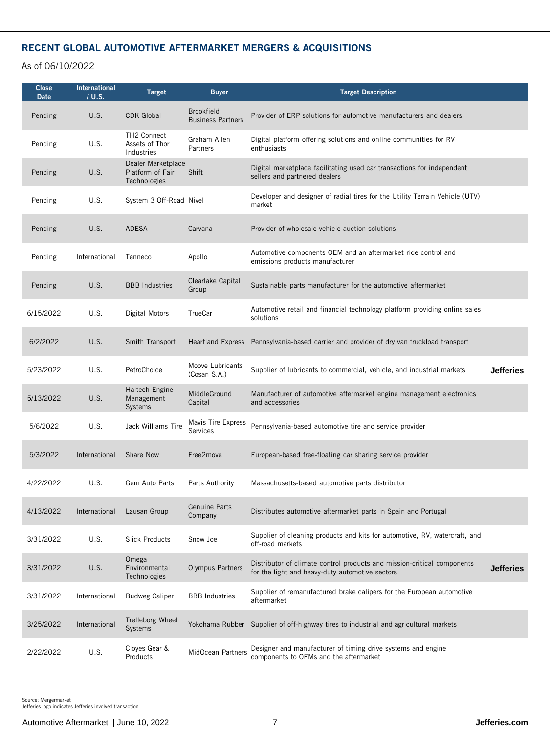## RECENT GLOBAL AUTOMOTIVE AFTERMARKET MERGERS & ACQUISITIONS

As of 06/10/2022

| Close Date | International / U.S. | Target | Buyer | Target Description | |
|---|---|---|---|---|---|
| Pending | U.S. | CDK Global | Brookfield Business Partners | Provider of ERP solutions for automotive manufacturers and dealers | |
| Pending | U.S. | TH2 Connect Assets of Thor Industries | Graham Allen Partners | Digital platform offering solutions and online communities for RV enthusiasts | |
| Pending | U.S. | Dealer Marketplace Platform of Fair Technologies | Shift | Digital marketplace facilitating used car transactions for independent sellers and partnered dealers | |
| Pending | U.S. | System 3 Off-Road | Nivel | Developer and designer of radial tires for the Utility Terrain Vehicle (UTV) market | |
| Pending | U.S. | ADESA | Carvana | Provider of wholesale vehicle auction solutions | |
| Pending | International | Tenneco | Apollo | Automotive components OEM and an aftermarket ride control and emissions products manufacturer | |
| Pending | U.S. | BBB Industries | Clearlake Capital Group | Sustainable parts manufacturer for the automotive aftermarket | |
| 6/15/2022 | U.S. | Digital Motors | TrueCar | Automotive retail and financial technology platform providing online sales solutions | |
| 6/2/2022 | U.S. | Smith Transport | Heartland Express | Pennsylvania-based carrier and provider of dry van truckload transport | |
| 5/23/2022 | U.S. | PetroChoice | Moove Lubricants (Cosan S.A.) | Supplier of lubricants to commercial, vehicle, and industrial markets | Jefferies |
| 5/13/2022 | U.S. | Haltech Engine Management Systems | MiddleGround Capital | Manufacturer of automotive aftermarket engine management electronics and accessories | |
| 5/6/2022 | U.S. | Jack Williams Tire | Mavis Tire Express Services | Pennsylvania-based automotive tire and service provider | |
| 5/3/2022 | International | Share Now | Free2move | European-based free-floating car sharing service provider | |
| 4/22/2022 | U.S. | Gem Auto Parts | Parts Authority | Massachusetts-based automotive parts distributor | |
| 4/13/2022 | International | Lausan Group | Genuine Parts Company | Distributes automotive aftermarket parts in Spain and Portugal | |
| 3/31/2022 | U.S. | Slick Products | Snow Joe | Supplier of cleaning products and kits for automotive, RV, watercraft, and off-road markets | |
| 3/31/2022 | U.S. | Omega Environmental Technologies | Olympus Partners | Distributor of climate control products and mission-critical components for the light and heavy-duty automotive sectors | Jefferies |
| 3/31/2022 | International | Budweg Caliper | BBB Industries | Supplier of remanufactured brake calipers for the European automotive aftermarket | |
| 3/25/2022 | International | Trelleborg Wheel Systems | Yokohama Rubber | Supplier of off-highway tires to industrial and agricultural markets | |
| 2/22/2022 | U.S. | Cloyes Gear & Products | MidOcean Partners | Designer and manufacturer of timing drive systems and engine components to OEMs and the aftermarket | |

Source: Mergermarket
Jefferies logo indicates Jefferies involved transaction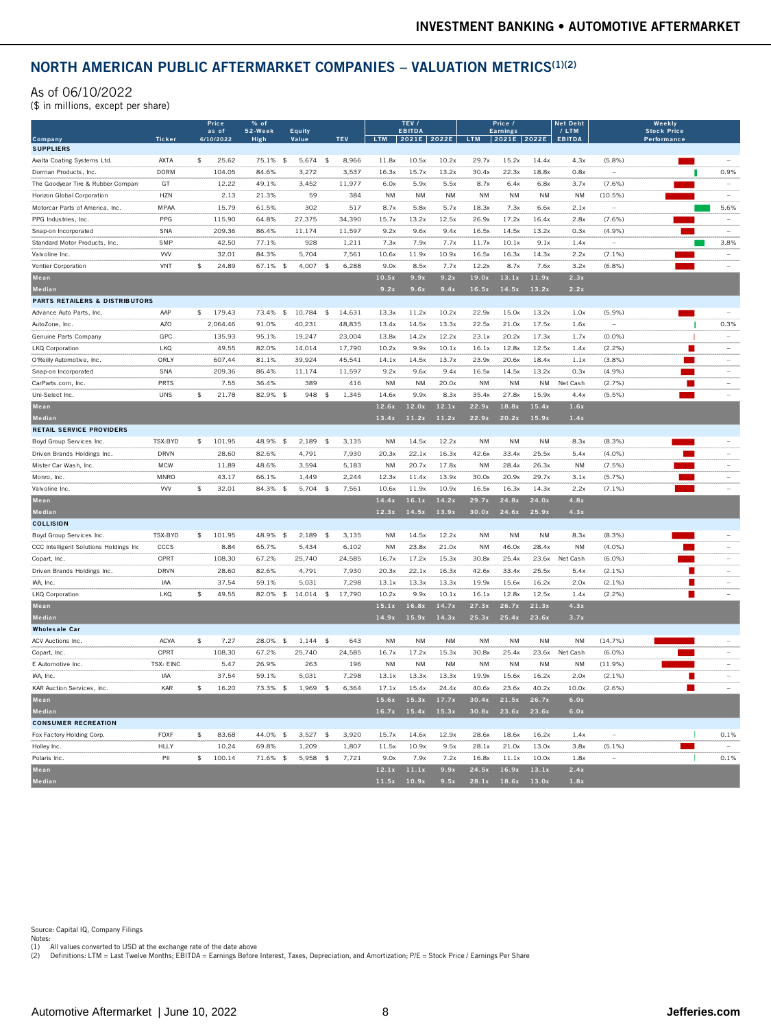## NORTH AMERICAN PUBLIC AFTERMARKET COMPANIES – VALUATION METRICS[(1)(2)]

As of 06/10/2022
($ in millions, except per share)

| Company | Ticker | Price as of 6/10/2022 | % of 52-Week High | Equity Value | TEV | TEV / EBITDA LTM | TEV / EBITDA 2021E | TEV / EBITDA 2022E | Price / Earnings LTM | Price / Earnings 2021E | Price / Earnings 2022E | Net Debt / LTM EBITDA | Weekly Stock Price Performance | |
|---|---|---|---|---|---|---|---|---|---|---|---|---|---|---|
| **SUPPLIERS** | | | | | | | | | | | | | | |
| Axalta Coating Systems Ltd. | AXTA | $ 25.62 | 75.1% | $ 5,674 | $ 8,966 | 11.8x | 10.5x | 10.2x | 29.7x | 15.2x | 14.4x | 4.3x | (5.8%) | – |
| Dorman Products, Inc. | DORM | 104.05 | 84.6% | 3,272 | 3,537 | 16.3x | 15.7x | 13.2x | 30.4x | 22.3x | 18.8x | 0.8x | – | 0.9% |
| The Goodyear Tire & Rubber Company | GT | 12.22 | 49.1% | 3,452 | 11,977 | 6.0x | 5.9x | 5.5x | 8.7x | 6.4x | 6.8x | 3.7x | (7.6%) | – |
| Horizon Global Corporation | HZN | 2.13 | 21.3% | 59 | 384 | NM | NM | NM | NM | NM | NM | NM | (10.5%) | – |
| Motorcar Parts of America, Inc. | MPAA | 15.79 | 61.5% | 302 | 517 | 8.7x | 5.8x | 5.7x | 18.3x | 7.3x | 6.6x | 2.1x | – | 5.6% |
| PPG Industries, Inc. | PPG | 115.90 | 64.8% | 27,375 | 34,390 | 15.7x | 13.2x | 12.5x | 26.9x | 17.2x | 16.4x | 2.8x | (7.6%) | – |
| Snap-on Incorporated | SNA | 209.36 | 86.4% | 11,174 | 11,597 | 9.2x | 9.6x | 9.4x | 16.5x | 14.5x | 13.2x | 0.3x | (4.9%) | – |
| Standard Motor Products, Inc. | SMP | 42.50 | 77.1% | 928 | 1,211 | 7.3x | 7.9x | 7.7x | 11.7x | 10.1x | 9.1x | 1.4x | – | 3.8% |
| Valvoline Inc. | VVV | 32.01 | 84.3% | 5,704 | 7,561 | 10.6x | 11.9x | 10.9x | 16.5x | 16.3x | 14.3x | 2.2x | (7.1%) | – |
| Vontier Corporation | VNT | $ 24.89 | 67.1% | $ 4,007 | $ 6,288 | 9.0x | 8.5x | 7.7x | 12.2x | 8.7x | 7.6x | 3.2x | (6.8%) | – |
| **Mean** | | | | | | **10.5x** | **9.9x** | **9.2x** | **19.0x** | **13.1x** | **11.9x** | **2.3x** | | |
| **Median** | | | | | | **9.2x** | **9.6x** | **9.4x** | **16.5x** | **14.5x** | **13.2x** | **2.2x** | | |
| **PARTS RETAILERS & DISTRIBUTORS** | | | | | | | | | | | | | | |
| Advance Auto Parts, Inc. | AAP | $ 179.43 | 73.4% | $ 10,784 | $ 14,631 | 13.3x | 11.2x | 10.2x | 22.9x | 15.0x | 13.2x | 1.0x | (5.9%) | – |
| AutoZone, Inc. | AZO | 2,064.46 | 91.0% | 40,231 | 48,835 | 13.4x | 14.5x | 13.3x | 22.5x | 21.0x | 17.5x | 1.6x | – | 0.3% |
| Genuine Parts Company | GPC | 135.93 | 95.1% | 19,247 | 23,004 | 13.8x | 14.2x | 12.2x | 23.1x | 20.2x | 17.3x | 1.7x | (0.0%) | – |
| LKQ Corporation | LKQ | 49.55 | 82.0% | 14,014 | 17,790 | 10.2x | 9.9x | 10.1x | 16.1x | 12.8x | 12.5x | 1.4x | (2.2%) | – |
| O'Reilly Automotive, Inc. | ORLY | 607.44 | 81.1% | 39,924 | 45,541 | 14.1x | 14.5x | 13.7x | 23.9x | 20.6x | 18.4x | 1.1x | (3.8%) | – |
| Snap-on Incorporated | SNA | 209.36 | 86.4% | 11,174 | 11,597 | 9.2x | 9.6x | 9.4x | 16.5x | 14.5x | 13.2x | 0.3x | (4.9%) | – |
| CarParts.com, Inc. | PRTS | 7.55 | 36.4% | 389 | 416 | NM | NM | 20.0x | NM | NM | NM | Net Cash | (2.7%) | – |
| Uni-Select Inc. | UNS | $ 21.78 | 82.9% | $ 948 | $ 1,345 | 14.6x | 9.9x | 8.3x | 35.4x | 27.8x | 15.9x | 4.4x | (5.5%) | – |
| **Mean** | | | | | | **12.6x** | **12.0x** | **12.1x** | **22.9x** | **18.8x** | **15.4x** | **1.6x** | | |
| **Median** | | | | | | **13.4x** | **11.2x** | **11.2x** | **22.9x** | **20.2x** | **15.9x** | **1.4x** | | |
| **RETAIL SERVICE PROVIDERS** | | | | | | | | | | | | | | |
| Boyd Group Services Inc. | TSX:BYD | $ 101.95 | 48.9% | $ 2,189 | $ 3,135 | NM | 14.5x | 12.2x | NM | NM | NM | 8.3x | (8.3%) | – |
| Driven Brands Holdings Inc. | DRVN | 28.60 | 82.6% | 4,791 | 7,930 | 20.3x | 22.1x | 16.3x | 42.6x | 33.4x | 25.5x | 5.4x | (4.0%) | – |
| Mister Car Wash, Inc. | MCW | 11.89 | 48.6% | 3,594 | 5,183 | NM | 20.7x | 17.8x | NM | 28.4x | 26.3x | NM | (7.5%) | – |
| Monro, Inc. | MNRO | 43.17 | 66.1% | 1,449 | 2,244 | 12.3x | 11.4x | 13.9x | 30.0x | 20.9x | 29.7x | 3.1x | (5.7%) | – |
| Valvoline Inc. | VVV | $ 32.01 | 84.3% | $ 5,704 | $ 7,561 | 10.6x | 11.9x | 10.9x | 16.5x | 16.3x | 14.3x | 2.2x | (7.1%) | – |
| **Mean** | | | | | | **14.4x** | **16.1x** | **14.2x** | **29.7x** | **24.8x** | **24.0x** | **4.8x** | | |
| **Median** | | | | | | **12.3x** | **14.5x** | **13.9x** | **30.0x** | **24.6x** | **25.9x** | **4.3x** | | |
| **COLLISION** | | | | | | | | | | | | | | |
| Boyd Group Services Inc. | TSX:BYD | $ 101.95 | 48.9% | $ 2,189 | $ 3,135 | NM | 14.5x | 12.2x | NM | NM | NM | 8.3x | (8.3%) | – |
| CCC Intelligent Solutions Holdings Inc | CCCS | 8.84 | 65.7% | 5,434 | 6,102 | NM | 23.8x | 21.0x | NM | 46.0x | 28.4x | NM | (4.0%) | – |
| Copart, Inc. | CPRT | 108.30 | 67.2% | 25,740 | 24,585 | 16.7x | 17.2x | 15.3x | 30.8x | 25.4x | 23.6x | Net Cash | (6.0%) | – |
| Driven Brands Holdings Inc. | DRVN | 28.60 | 82.6% | 4,791 | 7,930 | 20.3x | 22.1x | 16.3x | 42.6x | 33.4x | 25.5x | 5.4x | (2.1%) | – |
| IAA, Inc. | IAA | 37.54 | 59.1% | 5,031 | 7,298 | 13.1x | 13.3x | 13.3x | 19.9x | 15.6x | 16.2x | 2.0x | (2.1%) | – |
| LKQ Corporation | LKQ | $ 49.55 | 82.0% | $ 14,014 | $ 17,790 | 10.2x | 9.9x | 10.1x | 16.1x | 12.8x | 12.5x | 1.4x | (2.2%) | – |
| **Mean** | | | | | | **15.1x** | **16.8x** | **14.7x** | **27.3x** | **26.7x** | **21.3x** | **4.3x** | | |
| **Median** | | | | | | **14.9x** | **15.9x** | **14.3x** | **25.3x** | **25.4x** | **23.6x** | **3.7x** | | |
| **Wholesale Car** | | | | | | | | | | | | | | |
| ACV Auctions Inc. | ACVA | $ 7.27 | 28.0% | $ 1,144 | $ 643 | NM | NM | NM | NM | NM | NM | NM | (14.7%) | – |
| Copart, Inc. | CPRT | 108.30 | 67.2% | 25,740 | 24,585 | 16.7x | 17.2x | 15.3x | 30.8x | 25.4x | 23.6x | Net Cash | (6.0%) | – |
| E Automotive Inc. | TSX: EINC | 5.47 | 26.9% | 263 | 196 | NM | NM | NM | NM | NM | NM | NM | (11.9%) | – |
| IAA, Inc. | IAA | 37.54 | 59.1% | 5,031 | 7,298 | 13.1x | 13.3x | 13.3x | 19.9x | 15.6x | 16.2x | 2.0x | (2.1%) | – |
| KAR Auction Services, Inc. | KAR | $ 16.20 | 73.3% | $ 1,969 | $ 6,364 | 17.1x | 15.4x | 24.4x | 40.6x | 23.6x | 40.2x | 10.0x | (2.6%) | – |
| **Mean** | | | | | | **15.6x** | **15.3x** | **17.7x** | **30.4x** | **21.5x** | **26.7x** | **6.0x** | | |
| **Median** | | | | | | **16.7x** | **15.4x** | **15.3x** | **30.8x** | **23.6x** | **23.6x** | **6.0x** | | |
| **CONSUMER RECREATION** | | | | | | | | | | | | | | |
| Fox Factory Holding Corp. | FOXF | $ 83.68 | 44.0% | $ 3,527 | $ 3,920 | 15.7x | 14.6x | 12.9x | 28.6x | 18.6x | 16.2x | 1.4x | – | 0.1% |
| Holley Inc. | HLLY | 10.24 | 69.8% | 1,209 | 1,807 | 11.5x | 10.9x | 9.5x | 28.1x | 21.0x | 13.0x | 3.8x | (5.1%) | – |
| Polaris Inc. | PII | $ 100.14 | 71.6% | $ 5,958 | $ 7,721 | 9.0x | 7.9x | 7.2x | 16.8x | 11.1x | 10.0x | 1.8x | – | 0.1% |
| **Mean** | | | | | | **12.1x** | **11.1x** | **9.9x** | **24.5x** | **16.9x** | **13.1x** | **2.4x** | | |
| **Median** | | | | | | **11.5x** | **10.9x** | **9.5x** | **28.1x** | **18.6x** | **13.0x** | **1.8x** | | |

Source: Capital IQ, Company Filings
Notes:
(1) All values converted to USD at the exchange rate of the date above
(2) Definitions: LTM = Last Twelve Months; EBITDA = Earnings Before Interest, Taxes, Depreciation, and Amortization; P/E = Stock Price / Earnings Per Share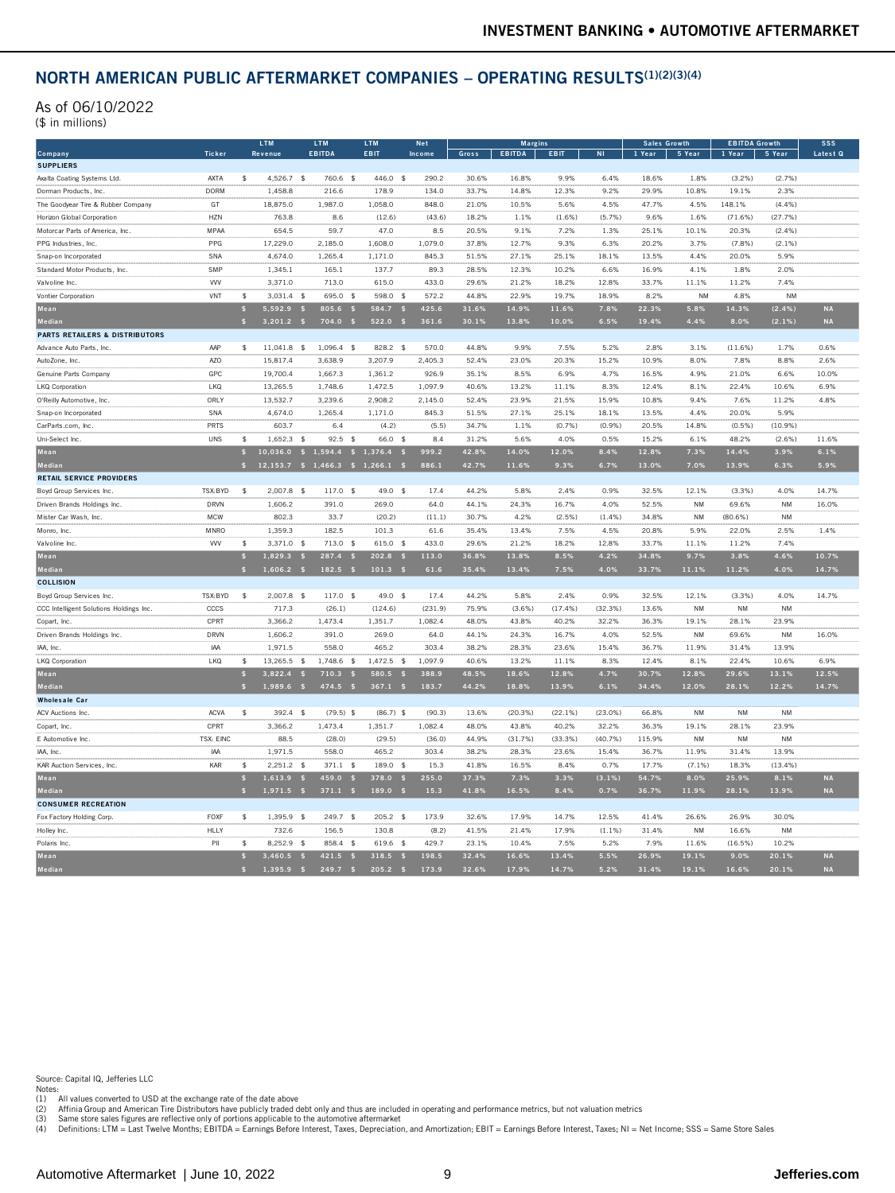## NORTH AMERICAN PUBLIC AFTERMARKET COMPANIES – OPERATING RESULTS[(1)(2)(3)(4)]

As of 06/10/2022
($ in millions)

| | | LTM | LTM | LTM | Net | Margins | | | | Sales Growth | | EBITDA Growth | | SSS |
|---|---|---|---|---|---|---|---|---|---|---|---|---|---|---|
| Company | Ticker | Revenue | EBITDA | EBIT | Income | Gross | EBITDA | EBIT | NI | 1 Year | 5 Year | 1 Year | 5 Year | Latest Q |
| **SUPPLIERS** | | | | | | | | | | | | | | |
| Axalta Coating Systems Ltd. | AXTA | $ 4,526.7 | $ 760.6 | $ 446.0 | $ 290.2 | 30.6% | 16.8% | 9.9% | 6.4% | 18.6% | 1.8% | (3.2%) | (2.7%) | |
| Dorman Products, Inc. | DORM | 1,458.8 | 216.6 | 178.9 | 134.0 | 33.7% | 14.8% | 12.3% | 9.2% | 29.9% | 10.8% | 19.1% | 2.3% | |
| The Goodyear Tire & Rubber Company | GT | 18,875.0 | 1,987.0 | 1,058.0 | 848.0 | 21.0% | 10.5% | 5.6% | 4.5% | 47.7% | 4.5% | 148.1% | (4.4%) | |
| Horizon Global Corporation | HZN | 763.8 | 8.6 | (12.6) | (43.6) | 18.2% | 1.1% | (1.6%) | (5.7%) | 9.6% | 1.6% | (71.6%) | (27.7%) | |
| Motorcar Parts of America, Inc. | MPAA | 654.5 | 59.7 | 47.0 | 8.5 | 20.5% | 9.1% | 7.2% | 1.3% | 25.1% | 10.1% | 20.3% | (2.4%) | |
| PPG Industries, Inc. | PPG | 17,229.0 | 2,185.0 | 1,608.0 | 1,079.0 | 37.8% | 12.7% | 9.3% | 6.3% | 20.2% | 3.7% | (7.8%) | (2.1%) | |
| Snap-on Incorporated | SNA | 4,674.0 | 1,265.4 | 1,171.0 | 845.3 | 51.5% | 27.1% | 25.1% | 18.1% | 13.5% | 4.4% | 20.0% | 5.9% | |
| Standard Motor Products, Inc. | SMP | 1,345.1 | 165.1 | 137.7 | 89.3 | 28.5% | 12.3% | 10.2% | 6.6% | 16.9% | 4.1% | 1.8% | 2.0% | |
| Valvoline Inc. | VVV | 3,371.0 | 713.0 | 615.0 | 433.0 | 29.6% | 21.2% | 18.2% | 12.8% | 33.7% | 11.1% | 11.2% | 7.4% | |
| Vontier Corporation | VNT | $ 3,031.4 | $ 695.0 | $ 598.0 | $ 572.2 | 44.8% | 22.9% | 19.7% | 18.9% | 8.2% | NM | 4.8% | NM | |
| **Mean** | | $ 5,592.9 | $ 805.6 | $ 584.7 | $ 425.6 | 31.6% | 14.9% | 11.6% | 7.8% | 22.3% | 5.8% | 14.3% | (2.4%) | NA |
| **Median** | | $ 3,201.2 | $ 704.0 | $ 522.0 | $ 361.6 | 30.1% | 13.8% | 10.0% | 6.5% | 19.4% | 4.4% | 8.0% | (2.1%) | NA |
| **PARTS RETAILERS & DISTRIBUTORS** | | | | | | | | | | | | | | |
| Advance Auto Parts, Inc. | AAP | $ 11,041.8 | $ 1,096.4 | $ 828.2 | $ 570.0 | 44.8% | 9.9% | 7.5% | 5.2% | 2.8% | 3.1% | (11.6%) | 1.7% | 0.6% |
| AutoZone, Inc. | AZO | 15,817.4 | 3,638.9 | 3,207.9 | 2,405.3 | 52.4% | 23.0% | 20.3% | 15.2% | 10.9% | 8.0% | 7.8% | 8.8% | 2.6% |
| Genuine Parts Company | GPC | 19,700.4 | 1,667.3 | 1,361.2 | 926.9 | 35.1% | 8.5% | 6.9% | 4.7% | 16.5% | 4.9% | 21.0% | 6.6% | 10.0% |
| LKQ Corporation | LKQ | 13,265.5 | 1,748.6 | 1,472.5 | 1,097.9 | 40.6% | 13.2% | 11.1% | 8.3% | 12.4% | 8.1% | 22.4% | 10.6% | 6.9% |
| O'Reilly Automotive, Inc. | ORLY | 13,532.7 | 3,239.6 | 2,908.2 | 2,145.0 | 52.4% | 23.9% | 21.5% | 15.9% | 10.8% | 9.4% | 7.6% | 11.2% | 4.8% |
| Snap-on Incorporated | SNA | 4,674.0 | 1,265.4 | 1,171.0 | 845.3 | 51.5% | 27.1% | 25.1% | 18.1% | 13.5% | 4.4% | 20.0% | 5.9% | |
| CarParts.com, Inc. | PRTS | 603.7 | 6.4 | (4.2) | (5.5) | 34.7% | 1.1% | (0.7%) | (0.9%) | 20.5% | 14.8% | (0.5%) | (10.9%) | |
| Uni-Select Inc. | UNS | $ 1,652.3 | $ 92.5 | $ 66.0 | $ 8.4 | 31.2% | 5.6% | 4.0% | 0.5% | 15.2% | 6.1% | 48.2% | (2.6%) | 11.6% |
| **Mean** | | $ 10,036.0 | $ 1,594.4 | $ 1,376.4 | $ 999.2 | 42.8% | 14.0% | 12.0% | 8.4% | 12.8% | 7.3% | 14.4% | 3.9% | 6.1% |
| **Median** | | $ 12,153.7 | $ 1,466.3 | $ 1,266.1 | $ 886.1 | 42.7% | 11.6% | 9.3% | 6.7% | 13.0% | 7.0% | 13.9% | 6.3% | 5.9% |
| **RETAIL SERVICE PROVIDERS** | | | | | | | | | | | | | | |
| Boyd Group Services Inc. | TSX:BYD | $ 2,007.8 | $ 117.0 | $ 49.0 | $ 17.4 | 44.2% | 5.8% | 2.4% | 0.9% | 32.5% | 12.1% | (3.3%) | 4.0% | 14.7% |
| Driven Brands Holdings Inc. | DRVN | 1,606.2 | 391.0 | 269.0 | 64.0 | 44.1% | 24.3% | 16.7% | 4.0% | 52.5% | NM | 69.6% | NM | 16.0% |
| Mister Car Wash, Inc. | MCW | 802.3 | 33.7 | (20.2) | (11.1) | 30.7% | 4.2% | (2.5%) | (1.4%) | 34.8% | NM | (80.6%) | NM | |
| Monro, Inc. | MNRO | 1,359.3 | 182.5 | 101.3 | 61.6 | 35.4% | 13.4% | 7.5% | 4.5% | 20.8% | 5.9% | 22.0% | 2.5% | 1.4% |
| Valvoline Inc. | VVV | $ 3,371.0 | $ 713.0 | $ 615.0 | $ 433.0 | 29.6% | 21.2% | 18.2% | 12.8% | 33.7% | 11.1% | 11.2% | 7.4% | |
| **Mean** | | $ 1,829.3 | $ 287.4 | $ 202.8 | $ 113.0 | 36.8% | 13.8% | 8.5% | 4.2% | 34.8% | 9.7% | 3.8% | 4.6% | 10.7% |
| **Median** | | $ 1,606.2 | $ 182.5 | $ 101.3 | $ 61.6 | 35.4% | 13.4% | 7.5% | 4.0% | 33.7% | 11.1% | 11.2% | 4.0% | 14.7% |
| **COLLISION** | | | | | | | | | | | | | | |
| Boyd Group Services Inc. | TSX:BYD | $ 2,007.8 | $ 117.0 | $ 49.0 | $ 17.4 | 44.2% | 5.8% | 2.4% | 0.9% | 32.5% | 12.1% | (3.3%) | 4.0% | 14.7% |
| CCC Intelligent Solutions Holdings Inc. | CCCS | 717.3 | (26.1) | (124.6) | (231.9) | 75.9% | (3.6%) | (17.4%) | (32.3%) | 13.6% | NM | NM | NM | |
| Copart, Inc. | CPRT | 3,366.2 | 1,473.4 | 1,351.7 | 1,082.4 | 48.0% | 43.8% | 40.2% | 32.2% | 36.3% | 19.1% | 28.1% | 23.9% | |
| Driven Brands Holdings Inc. | DRVN | 1,606.2 | 391.0 | 269.0 | 64.0 | 44.1% | 24.3% | 16.7% | 4.0% | 52.5% | NM | 69.6% | NM | 16.0% |
| IAA, Inc. | IAA | 1,971.5 | 558.0 | 465.2 | 303.4 | 38.2% | 28.3% | 23.6% | 15.4% | 36.7% | 11.9% | 31.4% | 13.9% | |
| LKQ Corporation | LKQ | $ 13,265.5 | $ 1,748.6 | $ 1,472.5 | $ 1,097.9 | 40.6% | 13.2% | 11.1% | 8.3% | 12.4% | 8.1% | 22.4% | 10.6% | 6.9% |
| **Mean** | | $ 3,822.4 | $ 710.3 | $ 580.5 | $ 388.9 | 48.5% | 18.6% | 12.8% | 4.7% | 30.7% | 12.8% | 29.6% | 13.1% | 12.5% |
| **Median** | | $ 1,989.6 | $ 474.5 | $ 367.1 | $ 183.7 | 44.2% | 18.8% | 13.9% | 6.1% | 34.4% | 12.0% | 28.1% | 12.2% | 14.7% |
| **Wholesale Car** | | | | | | | | | | | | | | |
| ACV Auctions Inc. | ACVA | $ 392.4 | $ (79.5) | $ (86.7) | $ (90.3) | 13.6% | (20.3%) | (22.1%) | (23.0%) | 66.8% | NM | NM | NM | |
| Copart, Inc. | CPRT | 3,366.2 | 1,473.4 | 1,351.7 | 1,082.4 | 48.0% | 43.8% | 40.2% | 32.2% | 36.3% | 19.1% | 28.1% | 23.9% | |
| E Automotive Inc. | TSX: EINC | 88.5 | (28.0) | (29.5) | (36.0) | 44.9% | (31.7%) | (33.3%) | (40.7%) | 115.9% | NM | NM | NM | |
| IAA, Inc. | IAA | 1,971.5 | 558.0 | 465.2 | 303.4 | 38.2% | 28.3% | 23.6% | 15.4% | 36.7% | 11.9% | 31.4% | 13.9% | |
| KAR Auction Services, Inc. | KAR | $ 2,251.2 | $ 371.1 | $ 189.0 | $ 15.3 | 41.8% | 16.5% | 8.4% | 0.7% | 17.7% | (7.1%) | 18.3% | (13.4%) | |
| **Mean** | | $ 1,613.9 | $ 459.0 | $ 378.0 | $ 255.0 | 37.3% | 7.3% | 3.3% | (3.1%) | 54.7% | 8.0% | 25.9% | 8.1% | NA |
| **Median** | | $ 1,971.5 | $ 371.1 | $ 189.0 | $ 15.3 | 41.8% | 16.5% | 8.4% | 0.7% | 36.7% | 11.9% | 28.1% | 13.9% | NA |
| **CONSUMER RECREATION** | | | | | | | | | | | | | | |
| Fox Factory Holding Corp. | FOXF | $ 1,395.9 | $ 249.7 | $ 205.2 | $ 173.9 | 32.6% | 17.9% | 14.7% | 12.5% | 41.4% | 26.6% | 26.9% | 30.0% | |
| Holley Inc. | HLLY | 732.6 | 156.5 | 130.8 | (8.2) | 41.5% | 21.4% | 17.9% | (1.1%) | 31.4% | NM | 16.6% | NM | |
| Polaris Inc. | PII | $ 8,252.9 | $ 858.4 | $ 619.6 | $ 429.7 | 23.1% | 10.4% | 7.5% | 5.2% | 7.9% | 11.6% | (16.5%) | 10.2% | |
| **Mean** | | $ 3,460.5 | $ 421.5 | $ 318.5 | $ 198.5 | 32.4% | 16.6% | 13.4% | 5.5% | 26.9% | 19.1% | 9.0% | 20.1% | NA |
| **Median** | | $ 1,395.9 | $ 249.7 | $ 205.2 | $ 173.9 | 32.6% | 17.9% | 14.7% | 5.2% | 31.4% | 19.1% | 16.6% | 20.1% | NA |

Source: Capital IQ, Jefferies LLC
Notes:
(1) All values converted to USD at the exchange rate of the date above
(2) Affinia Group and American Tire Distributors have publicly traded debt only and thus are included in operating and performance metrics, but not valuation metrics
(3) Same store sales figures are reflective only of portions applicable to the automotive aftermarket
(4) Definitions: LTM = Last Twelve Months; EBITDA = Earnings Before Interest, Taxes, Depreciation, and Amortization; EBIT = Earnings Before Interest, Taxes; NI = Net Income; SSS = Same Store Sales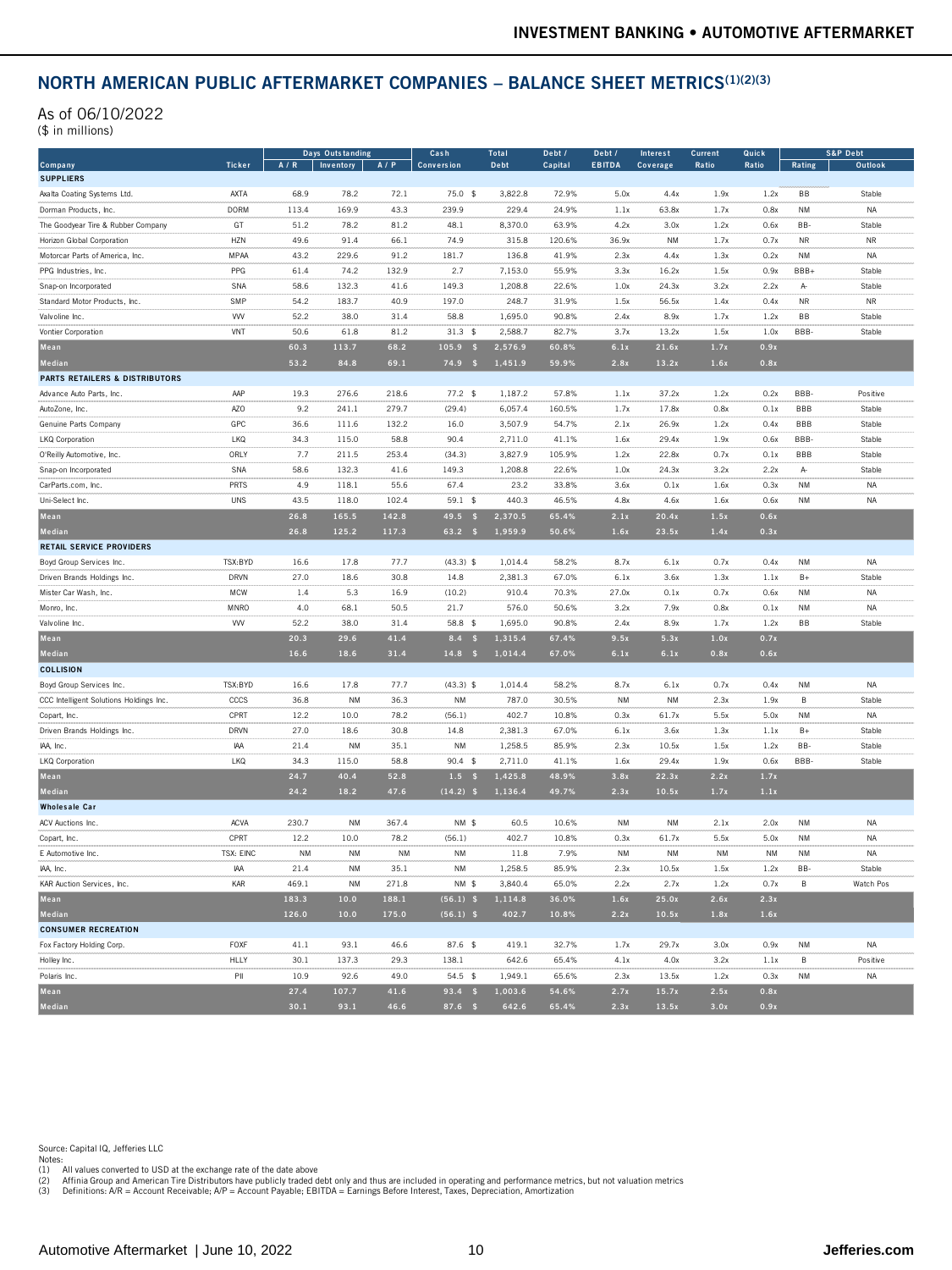## NORTH AMERICAN PUBLIC AFTERMARKET COMPANIES – BALANCE SHEET METRICS[(1)(2)(3)]

As of 06/10/2022
($ in millions)

| Company | Ticker | Days Outstanding | | | Cash | Total | Debt / | Debt / | Interest | Current | Quick | S&P Debt | |
|---|---|---|---|---|---|---|---|---|---|---|---|---|---|
| | | A / R | Inventory | A / P | Conversion | Debt | Capital | EBITDA | Coverage | Ratio | Ratio | Rating | Outlook |
| **SUPPLIERS** | | | | | | | | | | | | | |
| Axalta Coating Systems Ltd. | AXTA | 68.9 | 78.2 | 72.1 | 75.0 | $ 3,822.8 | 72.9% | 5.0x | 4.4x | 1.9x | 1.2x | BB | Stable |
| Dorman Products, Inc. | DORM | 113.4 | 169.9 | 43.3 | 239.9 | 229.4 | 24.9% | 1.1x | 63.8x | 1.7x | 0.8x | NM | NA |
| The Goodyear Tire & Rubber Company | GT | 51.2 | 78.2 | 81.2 | 48.1 | 8,370.0 | 63.9% | 4.2x | 3.0x | 1.2x | 0.6x | BB- | Stable |
| Horizon Global Corporation | HZN | 49.6 | 91.4 | 66.1 | 74.9 | 315.8 | 120.6% | 36.9x | NM | 1.7x | 0.7x | NR | NR |
| Motorcar Parts of America, Inc. | MPAA | 43.2 | 229.6 | 91.2 | 181.7 | 136.8 | 41.9% | 2.3x | 4.4x | 1.3x | 0.2x | NM | NA |
| PPG Industries, Inc. | PPG | 61.4 | 74.2 | 132.9 | 2.7 | 7,153.0 | 55.9% | 3.3x | 16.2x | 1.5x | 0.9x | BBB+ | Stable |
| Snap-on Incorporated | SNA | 58.6 | 132.3 | 41.6 | 149.3 | 1,208.8 | 22.6% | 1.0x | 24.3x | 3.2x | 2.2x | A- | Stable |
| Standard Motor Products, Inc. | SMP | 54.2 | 183.7 | 40.9 | 197.0 | 248.7 | 31.9% | 1.5x | 56.5x | 1.4x | 0.4x | NR | NR |
| Valvoline Inc. | VVV | 52.2 | 38.0 | 31.4 | 58.8 | 1,695.0 | 90.8% | 2.4x | 8.9x | 1.7x | 1.2x | BB | Stable |
| Vontier Corporation | VNT | 50.6 | 61.8 | 81.2 | 31.3 | $ 2,588.7 | 82.7% | 3.7x | 13.2x | 1.5x | 1.0x | BBB- | Stable |
| **Mean** | | **60.3** | **113.7** | **68.2** | **105.9** | **$ 2,576.9** | **60.8%** | **6.1x** | **21.6x** | **1.7x** | **0.9x** | | |
| **Median** | | **53.2** | **84.8** | **69.1** | **74.9** | **$ 1,451.9** | **59.9%** | **2.8x** | **13.2x** | **1.6x** | **0.8x** | | |
| **PARTS RETAILERS & DISTRIBUTORS** | | | | | | | | | | | | | |
| Advance Auto Parts, Inc. | AAP | 19.3 | 276.6 | 218.6 | 77.2 | $ 1,187.2 | 57.8% | 1.1x | 37.2x | 1.2x | 0.2x | BBB- | Positive |
| AutoZone, Inc. | AZO | 9.2 | 241.1 | 279.7 | (29.4) | 6,057.4 | 160.5% | 1.7x | 17.8x | 0.8x | 0.1x | BBB | Stable |
| Genuine Parts Company | GPC | 36.6 | 111.6 | 132.2 | 16.0 | 3,507.9 | 54.7% | 2.1x | 26.9x | 1.2x | 0.4x | BBB | Stable |
| LKQ Corporation | LKQ | 34.3 | 115.0 | 58.8 | 90.4 | 2,711.0 | 41.1% | 1.6x | 29.4x | 1.9x | 0.6x | BBB- | Stable |
| O'Reilly Automotive, Inc. | ORLY | 7.7 | 211.5 | 253.4 | (34.3) | 3,827.9 | 105.9% | 1.2x | 22.8x | 0.7x | 0.1x | BBB | Stable |
| Snap-on Incorporated | SNA | 58.6 | 132.3 | 41.6 | 149.3 | 1,208.8 | 22.6% | 1.0x | 24.3x | 3.2x | 2.2x | A- | Stable |
| CarParts.com, Inc. | PRTS | 4.9 | 118.1 | 55.6 | 67.4 | 23.2 | 33.8% | 3.6x | 0.1x | 1.6x | 0.3x | NM | NA |
| Uni-Select Inc. | UNS | 43.5 | 118.0 | 102.4 | 59.1 | $ 440.3 | 46.5% | 4.8x | 4.6x | 1.6x | 0.6x | NM | NA |
| **Mean** | | **26.8** | **165.5** | **142.8** | **49.5** | **$ 2,370.5** | **65.4%** | **2.1x** | **20.4x** | **1.5x** | **0.6x** | | |
| **Median** | | **26.8** | **125.2** | **117.3** | **63.2** | **$ 1,959.9** | **50.6%** | **1.6x** | **23.5x** | **1.4x** | **0.3x** | | |
| **RETAIL SERVICE PROVIDERS** | | | | | | | | | | | | | |
| Boyd Group Services Inc. | TSX:BYD | 16.6 | 17.8 | 77.7 | (43.3) | $ 1,014.4 | 58.2% | 8.7x | 6.1x | 0.7x | 0.4x | NM | NA |
| Driven Brands Holdings Inc. | DRVN | 27.0 | 18.6 | 30.8 | 14.8 | 2,381.3 | 67.0% | 6.1x | 3.6x | 1.3x | 1.1x | B+ | Stable |
| Mister Car Wash, Inc. | MCW | 1.4 | 5.3 | 16.9 | (10.2) | 910.4 | 70.3% | 27.0x | 0.1x | 0.7x | 0.6x | NM | NA |
| Monro, Inc. | MNRO | 4.0 | 68.1 | 50.5 | 21.7 | 576.0 | 50.6% | 3.2x | 7.9x | 0.8x | 0.1x | NM | NA |
| Valvoline Inc. | VVV | 52.2 | 38.0 | 31.4 | 58.8 | $ 1,695.0 | 90.8% | 2.4x | 8.9x | 1.7x | 1.2x | BB | Stable |
| **Mean** | | **20.3** | **29.6** | **41.4** | **8.4** | **$ 1,315.4** | **67.4%** | **9.5x** | **5.3x** | **1.0x** | **0.7x** | | |
| **Median** | | **16.6** | **18.6** | **31.4** | **14.8** | **$ 1,014.4** | **67.0%** | **6.1x** | **6.1x** | **0.8x** | **0.6x** | | |
| **COLLISION** | | | | | | | | | | | | | |
| Boyd Group Services Inc. | TSX:BYD | 16.6 | 17.8 | 77.7 | (43.3) | $ 1,014.4 | 58.2% | 8.7x | 6.1x | 0.7x | 0.4x | NM | NA |
| CCC Intelligent Solutions Holdings Inc. | CCCS | 36.8 | NM | 36.3 | NM | 787.0 | 30.5% | NM | NM | 2.3x | 1.9x | B | Stable |
| Copart, Inc. | CPRT | 12.2 | 10.0 | 78.2 | (56.1) | 402.7 | 10.8% | 0.3x | 61.7x | 5.5x | 5.0x | NM | NA |
| Driven Brands Holdings Inc. | DRVN | 27.0 | 18.6 | 30.8 | 14.8 | 2,381.3 | 67.0% | 6.1x | 3.6x | 1.3x | 1.1x | B+ | Stable |
| IAA, Inc. | IAA | 21.4 | NM | 35.1 | NM | 1,258.5 | 85.9% | 2.3x | 10.5x | 1.5x | 1.2x | BB- | Stable |
| LKQ Corporation | LKQ | 34.3 | 115.0 | 58.8 | 90.4 | $ 2,711.0 | 41.1% | 1.6x | 29.4x | 1.9x | 0.6x | BBB- | Stable |
| **Mean** | | **24.7** | **40.4** | **52.8** | **1.5** | **$ 1,425.8** | **48.9%** | **3.8x** | **22.3x** | **2.2x** | **1.7x** | | |
| **Median** | | **24.2** | **18.2** | **47.6** | **(14.2)** | **$ 1,136.4** | **49.7%** | **2.3x** | **10.5x** | **1.7x** | **1.1x** | | |
| **Wholesale Car** | | | | | | | | | | | | | |
| ACV Auctions Inc. | ACVA | 230.7 | NM | 367.4 | NM | $ 60.5 | 10.6% | NM | NM | 2.1x | 2.0x | NM | NA |
| Copart, Inc. | CPRT | 12.2 | 10.0 | 78.2 | (56.1) | 402.7 | 10.8% | 0.3x | 61.7x | 5.5x | 5.0x | NM | NA |
| E Automotive Inc. | TSX: EINC | NM | NM | NM | NM | 11.8 | 7.9% | NM | NM | NM | NM | NM | NA |
| IAA, Inc. | IAA | 21.4 | NM | 35.1 | NM | 1,258.5 | 85.9% | 2.3x | 10.5x | 1.5x | 1.2x | BB- | Stable |
| KAR Auction Services, Inc. | KAR | 469.1 | NM | 271.8 | NM | $ 3,840.4 | 65.0% | 2.2x | 2.7x | 1.2x | 0.7x | B | Watch Pos |
| **Mean** | | **183.3** | **10.0** | **188.1** | **(56.1)** | **$ 1,114.8** | **36.0%** | **1.6x** | **25.0x** | **2.6x** | **2.3x** | | |
| **Median** | | **126.0** | **10.0** | **175.0** | **(56.1)** | **$ 402.7** | **10.8%** | **2.2x** | **10.5x** | **1.8x** | **1.6x** | | |
| **CONSUMER RECREATION** | | | | | | | | | | | | | |
| Fox Factory Holding Corp. | FOXF | 41.1 | 93.1 | 46.6 | 87.6 | $ 419.1 | 32.7% | 1.7x | 29.7x | 3.0x | 0.9x | NM | NA |
| Holley Inc. | HLLY | 30.1 | 137.3 | 29.3 | 138.1 | 642.6 | 65.4% | 4.1x | 4.0x | 3.2x | 1.1x | B | Positive |
| Polaris Inc. | PII | 10.9 | 92.6 | 49.0 | 54.5 | $ 1,949.1 | 65.6% | 2.3x | 13.5x | 1.2x | 0.3x | NM | NA |
| **Mean** | | **27.4** | **107.7** | **41.6** | **93.4** | **$ 1,003.6** | **54.6%** | **2.7x** | **15.7x** | **2.5x** | **0.8x** | | |
| **Median** | | **30.1** | **93.1** | **46.6** | **87.6** | **$ 642.6** | **65.4%** | **2.3x** | **13.5x** | **3.0x** | **0.9x** | | |

Source: Capital IQ, Jefferies LLC
Notes:
(1) All values converted to USD at the exchange rate of the date above
(2) Affinia Group and American Tire Distributors have publicly traded debt only and thus are included in operating and performance metrics, but not valuation metrics
(3) Definitions: A/R = Account Receivable; A/P = Account Payable; EBITDA = Earnings Before Interest, Taxes, Depreciation, Amortization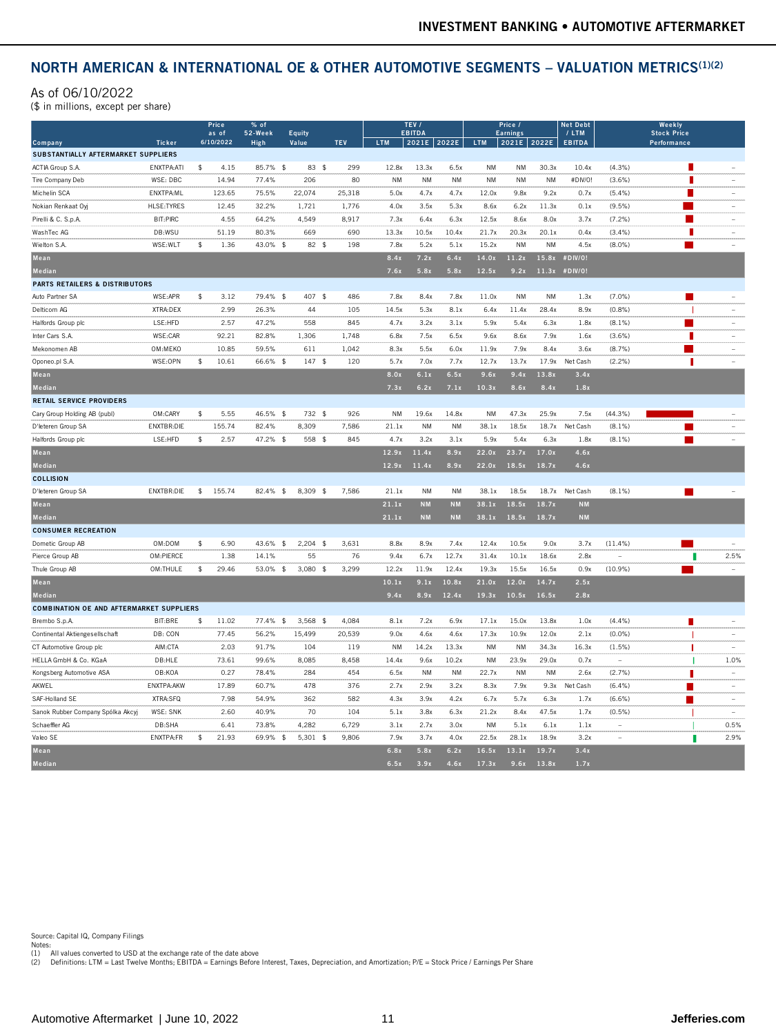## NORTH AMERICAN & INTERNATIONAL OE & OTHER AUTOMOTIVE SEGMENTS – VALUATION METRICS(1)(2)

As of 06/10/2022
($ in millions, except per share)

| Company | Ticker | Price as of 6/10/2022 | % of 52-Week High | Equity Value | TEV | TEV / EBITDA LTM | TEV / EBITDA 2021E | TEV / EBITDA 2022E | Price / Earnings LTM | Price / Earnings 2021E | Price / Earnings 2022E | Net Debt / LTM EBITDA | Weekly Stock Price Performance | |
|---|---|---|---|---|---|---|---|---|---|---|---|---|---|---|
| **SUBSTANTIALLY AFTERMARKET SUPPLIERS** | | | | | | | | | | | | | | |
| ACTIA Group S.A. | ENXTPA:ATI | $ 4.15 | 85.7% | $ 83 | $ 299 | 12.8x | 13.3x | 6.5x | NM | NM | 30.3x | 10.4x | (4.3%) | – |
| Tire Company Deb | WSE: DBC | 14.94 | 77.4% | 206 | 80 | NM | NM | NM | NM | NM | NM | #DIV/0! | (3.6%) | – |
| Michelin SCA | ENXTPA:ML | 123.65 | 75.5% | 22,074 | 25,318 | 5.0x | 4.7x | 4.7x | 12.0x | 9.8x | 9.2x | 0.7x | (5.4%) | – |
| Nokian Renkaat Oyj | HLSE:TYRES | 12.45 | 32.2% | 1,721 | 1,776 | 4.0x | 3.5x | 5.3x | 8.6x | 6.2x | 11.3x | 0.1x | (9.5%) | – |
| Pirelli & C. S.p.A. | BIT:PIRC | 4.55 | 64.2% | 4,549 | 8,917 | 7.3x | 6.4x | 6.3x | 12.5x | 8.6x | 8.0x | 3.7x | (7.2%) | – |
| WashTec AG | DB:WSU | 51.19 | 80.3% | 669 | 690 | 13.3x | 10.5x | 10.4x | 21.7x | 20.3x | 20.1x | 0.4x | (3.4%) | – |
| Wielton S.A. | WSE:WLT | $ 1.36 | 43.0% | $ 82 | $ 198 | 7.8x | 5.2x | 5.1x | 15.2x | NM | NM | 4.5x | (8.0%) | – |
| **Mean** | | | | | | **8.4x** | **7.2x** | **6.4x** | **14.0x** | **11.2x** | **15.8x** | **#DIV/0!** | | |
| **Median** | | | | | | **7.6x** | **5.8x** | **5.8x** | **12.5x** | **9.2x** | **11.3x** | **#DIV/0!** | | |
| **PARTS RETAILERS & DISTRIBUTORS** | | | | | | | | | | | | | | |
| Auto Partner SA | WSE:APR | $ 3.12 | 79.4% | $ 407 | $ 486 | 7.8x | 8.4x | 7.8x | 11.0x | NM | NM | 1.3x | (7.0%) | – |
| Delticom AG | XTRA:DEX | 2.99 | 26.3% | 44 | 105 | 14.5x | 5.3x | 8.1x | 6.4x | 11.4x | 28.4x | 8.9x | (0.8%) | – |
| Halfords Group plc | LSE:HFD | 2.57 | 47.2% | 558 | 845 | 4.7x | 3.2x | 3.1x | 5.9x | 5.4x | 6.3x | 1.8x | (8.1%) | – |
| Inter Cars S.A. | WSE:CAR | 92.21 | 82.8% | 1,306 | 1,748 | 6.8x | 7.5x | 6.5x | 9.6x | 8.6x | 7.9x | 1.6x | (3.6%) | – |
| Mekonomen AB | OM:MEKO | 10.85 | 59.5% | 611 | 1,042 | 8.3x | 5.5x | 6.0x | 11.9x | 7.9x | 8.4x | 3.6x | (8.7%) | – |
| Oponeo.pl S.A. | WSE:OPN | $ 10.61 | 66.6% | $ 147 | $ 120 | 5.7x | 7.0x | 7.7x | 12.7x | 13.7x | 17.9x | Net Cash | (2.2%) | – |
| **Mean** | | | | | | **8.0x** | **6.1x** | **6.5x** | **9.6x** | **9.4x** | **13.8x** | **3.4x** | | |
| **Median** | | | | | | **7.3x** | **6.2x** | **7.1x** | **10.3x** | **8.6x** | **8.4x** | **1.8x** | | |
| **RETAIL SERVICE PROVIDERS** | | | | | | | | | | | | | | |
| Cary Group Holding AB (publ) | OM:CARY | $ 5.55 | 46.5% | $ 732 | $ 926 | NM | 19.6x | 14.8x | NM | 47.3x | 25.9x | 7.5x | (44.3%) | – |
| D'Ieteren Group SA | ENXTBR:DIE | 155.74 | 82.4% | 8,309 | 7,586 | 21.1x | NM | NM | 38.1x | 18.5x | 18.7x | Net Cash | (8.1%) | – |
| Halfords Group plc | LSE:HFD | $ 2.57 | 47.2% | $ 558 | $ 845 | 4.7x | 3.2x | 3.1x | 5.9x | 5.4x | 6.3x | 1.8x | (8.1%) | – |
| **Mean** | | | | | | **12.9x** | **11.4x** | **8.9x** | **22.0x** | **23.7x** | **17.0x** | **4.6x** | | |
| **Median** | | | | | | **12.9x** | **11.4x** | **8.9x** | **22.0x** | **18.5x** | **18.7x** | **4.6x** | | |
| **COLLISION** | | | | | | | | | | | | | | |
| D'Ieteren Group SA | ENXTBR:DIE | $ 155.74 | 82.4% | $ 8,309 | $ 7,586 | 21.1x | NM | NM | 38.1x | 18.5x | 18.7x | Net Cash | (8.1%) | – |
| **Mean** | | | | | | **21.1x** | **NM** | **NM** | **38.1x** | **18.5x** | **18.7x** | **NM** | | |
| **Median** | | | | | | **21.1x** | **NM** | **NM** | **38.1x** | **18.5x** | **18.7x** | **NM** | | |
| **CONSUMER RECREATION** | | | | | | | | | | | | | | |
| Dometic Group AB | OM:DOM | $ 6.90 | 43.6% | $ 2,204 | $ 3,631 | 8.8x | 8.9x | 7.4x | 12.4x | 10.5x | 9.0x | 3.7x | (11.4%) | – |
| Pierce Group AB | OM:PIERCE | 1.38 | 14.1% | 55 | 76 | 9.4x | 6.7x | 12.7x | 31.4x | 10.1x | 18.6x | 2.8x | – | 2.5% |
| Thule Group AB | OM:THULE | $ 29.46 | 53.0% | $ 3,080 | $ 3,299 | 12.2x | 11.9x | 12.4x | 19.3x | 15.5x | 16.5x | 0.9x | (10.9%) | – |
| **Mean** | | | | | | **10.1x** | **9.1x** | **10.8x** | **21.0x** | **12.0x** | **14.7x** | **2.5x** | | |
| **Median** | | | | | | **9.4x** | **8.9x** | **12.4x** | **19.3x** | **10.5x** | **16.5x** | **2.8x** | | |
| **COMBINATION OE AND AFTERMARKET SUPPLIERS** | | | | | | | | | | | | | | |
| Brembo S.p.A. | BIT:BRE | $ 11.02 | 77.4% | $ 3,568 | $ 4,084 | 8.1x | 7.2x | 6.9x | 17.1x | 15.0x | 13.8x | 1.0x | (4.4%) | – |
| Continental Aktiengesellschaft | DB: CON | 77.45 | 56.2% | 15,499 | 20,539 | 9.0x | 4.6x | 4.6x | 17.3x | 10.9x | 12.0x | 2.1x | (0.0%) | – |
| CT Automotive Group plc | AIM:CTA | 2.03 | 91.7% | 104 | 119 | NM | 14.2x | 13.3x | NM | NM | 34.3x | 16.3x | (1.5%) | – |
| HELLA GmbH & Co. KGaA | DB:HLE | 73.61 | 99.6% | 8,085 | 8,458 | 14.4x | 9.6x | 10.2x | NM | 23.9x | 29.0x | 0.7x | – | 1.0% |
| Kongsberg Automotive ASA | OB:KOA | 0.27 | 78.4% | 284 | 454 | 6.5x | NM | NM | 22.7x | NM | NM | 2.6x | (2.7%) | – |
| AKWEL | ENXTPA:AKW | 17.89 | 60.7% | 478 | 376 | 2.7x | 2.9x | 3.2x | 8.3x | 7.9x | 9.3x | Net Cash | (6.4%) | – |
| SAF-Holland SE | XTRA:SFQ | 7.98 | 54.9% | 362 | 582 | 4.3x | 3.9x | 4.2x | 6.7x | 5.7x | 6.3x | 1.7x | (6.6%) | – |
| Sanok Rubber Company Spólka Akcyj | WSE: SNK | 2.60 | 40.9% | 70 | 104 | 5.1x | 3.8x | 6.3x | 21.2x | 8.4x | 47.5x | 1.7x | (0.5%) | – |
| Schaeffler AG | DB:SHA | 6.41 | 73.8% | 4,282 | 6,729 | 3.1x | 2.7x | 3.0x | NM | 5.1x | 6.1x | 1.1x | – | 0.5% |
| Valeo SE | ENXTPA:FR | $ 21.93 | 69.9% | $ 5,301 | $ 9,806 | 7.9x | 3.7x | 4.0x | 22.5x | 28.1x | 18.9x | 3.2x | – | 2.9% |
| **Mean** | | | | | | **6.8x** | **5.8x** | **6.2x** | **16.5x** | **13.1x** | **19.7x** | **3.4x** | | |
| **Median** | | | | | | **6.5x** | **3.9x** | **4.6x** | **17.3x** | **9.6x** | **13.8x** | **1.7x** | | |

Source: Capital IQ, Company Filings
Notes:
(1) All values converted to USD at the exchange rate of the date above
(2) Definitions: LTM = Last Twelve Months; EBITDA = Earnings Before Interest, Taxes, Depreciation, and Amortization; P/E = Stock Price / Earnings Per Share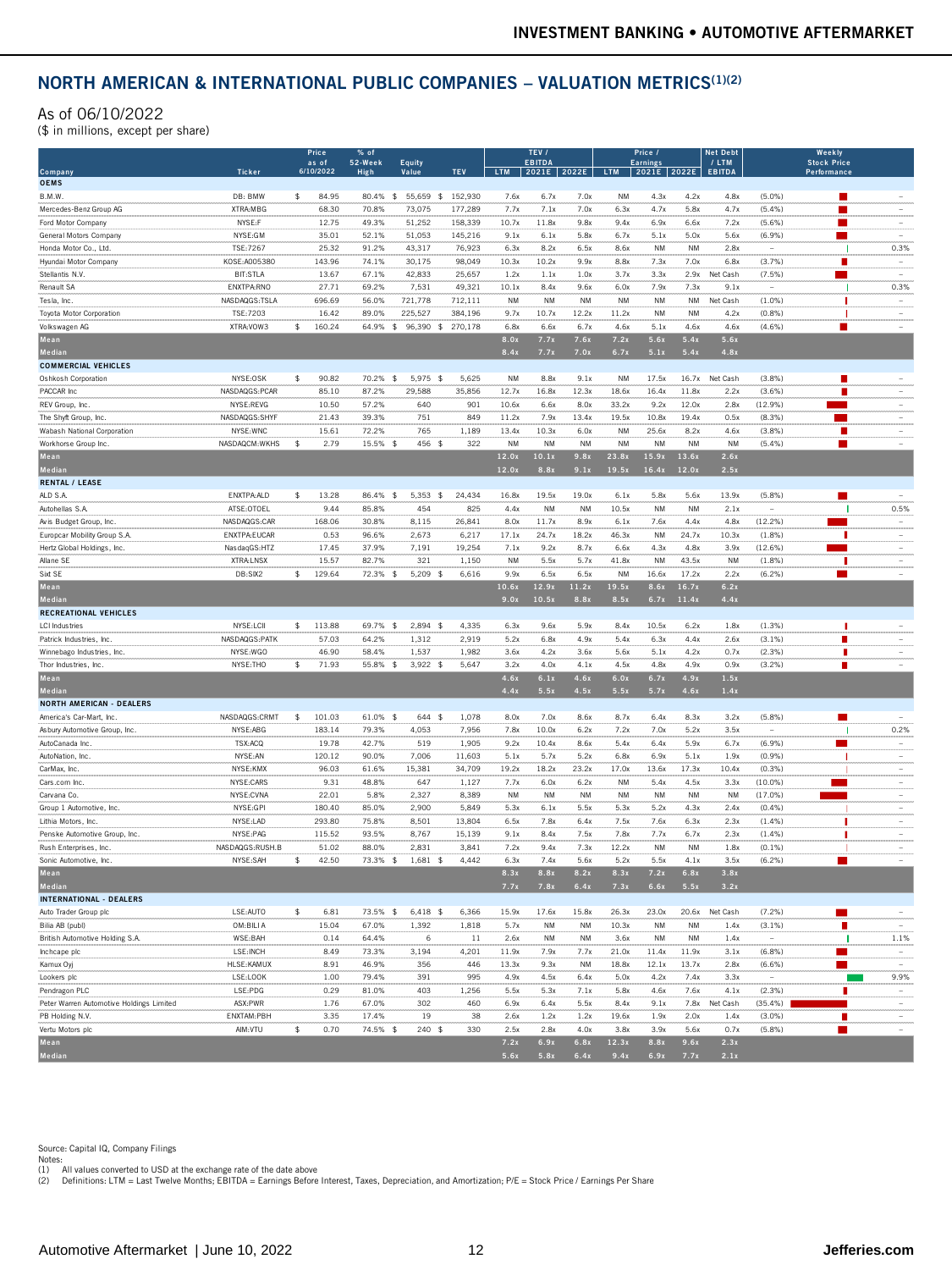## NORTH AMERICAN & INTERNATIONAL PUBLIC COMPANIES – VALUATION METRICS[(1)(2)]

As of 06/10/2022

($ in millions, except per share)

| Company | Ticker | Price as of 6/10/2022 | % of 52-Week High | Equity Value | TEV | TEV / EBITDA LTM | TEV / EBITDA 2021E | TEV / EBITDA 2022E | Price / Earnings LTM | Price / Earnings 2021E | Price / Earnings 2022E | Net Debt / LTM EBITDA | Weekly Stock Price Performance |
|---|---|---|---|---|---|---|---|---|---|---|---|---|---|
| **OEMS** | | | | | | | | | | | | | |
| B.M.W. | DB: BMW | $ 84.95 | 80.4% | $ 55,659 | $ 152,930 | 7.6x | 6.7x | 7.0x | NM | 4.3x | 4.2x | 4.8x | (5.0%) |
| Mercedes-Benz Group AG | XTRA:MBG | 68.30 | 70.8% | 73,075 | 177,289 | 7.7x | 7.1x | 7.0x | 6.3x | 4.7x | 5.8x | 4.7x | (5.4%) |
| Ford Motor Company | NYSE:F | 12.75 | 49.3% | 51,252 | 158,339 | 10.7x | 11.8x | 9.8x | 9.4x | 6.9x | 6.6x | 7.2x | (5.6%) |
| General Motors Company | NYSE:GM | 35.01 | 52.1% | 51,053 | 145,216 | 9.1x | 6.1x | 5.8x | 6.7x | 5.1x | 5.0x | 5.6x | (6.9%) |
| Honda Motor Co., Ltd. | TSE:7267 | 25.32 | 91.2% | 43,317 | 76,923 | 6.3x | 8.2x | 6.5x | 8.6x | NM | NM | 2.8x | 0.3% |
| Hyundai Motor Company | KOSE:A005380 | 143.96 | 74.1% | 30,175 | 98,049 | 10.3x | 10.2x | 9.9x | 8.8x | 7.3x | 7.0x | 6.8x | (3.7%) |
| Stellantis N.V. | BIT:STLA | 13.67 | 67.1% | 42,833 | 25,657 | 1.2x | 1.1x | 1.0x | 3.7x | 3.3x | 2.9x | Net Cash | (7.5%) |
| Renault SA | ENXTPA:RNO | 27.71 | 69.2% | 7,531 | 49,321 | 10.1x | 8.4x | 9.6x | 6.0x | 7.9x | 7.3x | 9.1x | 0.3% |
| Tesla, Inc. | NASDAQGS:TSLA | 696.69 | 56.0% | 721,778 | 712,111 | NM | NM | NM | NM | NM | NM | Net Cash | (1.0%) |
| Toyota Motor Corporation | TSE:7203 | 16.42 | 89.0% | 225,527 | 384,196 | 9.7x | 10.7x | 12.2x | 11.2x | NM | NM | 4.2x | (0.8%) |
| Volkswagen AG | XTRA:VOW3 | $ 160.24 | 64.9% | $ 96,390 | $ 270,178 | 6.8x | 6.6x | 6.7x | 4.6x | 5.1x | 4.6x | 4.6x | (4.6%) |
| **Mean** | | | | | | **8.0x** | **7.7x** | **7.6x** | **7.2x** | **5.6x** | **5.4x** | **5.6x** | |
| **Median** | | | | | | **8.4x** | **7.7x** | **7.0x** | **6.7x** | **5.1x** | **5.4x** | **4.8x** | |
| **COMMERCIAL VEHICLES** | | | | | | | | | | | | | |
| Oshkosh Corporation | NYSE:OSK | $ 90.82 | 70.2% | $ 5,975 | $ 5,625 | NM | 8.8x | 9.1x | NM | 17.5x | 16.7x | Net Cash | (3.8%) |
| PACCAR Inc | NASDAQGS:PCAR | 85.10 | 87.2% | 29,588 | 35,856 | 12.7x | 16.8x | 12.3x | 18.6x | 16.4x | 11.8x | 2.2x | (3.6%) |
| REV Group, Inc. | NYSE:REVG | 10.50 | 57.2% | 640 | 901 | 10.6x | 6.6x | 8.0x | 33.2x | 9.2x | 12.0x | 2.8x | (12.9%) |
| The Shyft Group, Inc. | NASDAQGS:SHYF | 21.43 | 39.3% | 751 | 849 | 11.2x | 7.9x | 13.4x | 19.5x | 10.8x | 19.4x | 0.5x | (8.3%) |
| Wabash National Corporation | NYSE:WNC | 15.61 | 72.2% | 765 | 1,189 | 13.4x | 10.3x | 6.0x | NM | 25.6x | 8.2x | 4.6x | (3.8%) |
| Workhorse Group Inc. | NASDAQCM:WKHS | $ 2.79 | 15.5% | $ 456 | $ 322 | NM | NM | NM | NM | NM | NM | NM | (5.4%) |
| **Mean** | | | | | | **12.0x** | **10.1x** | **9.8x** | **23.8x** | **15.9x** | **13.6x** | **2.6x** | |
| **Median** | | | | | | **12.0x** | **8.8x** | **9.1x** | **19.5x** | **16.4x** | **12.0x** | **2.5x** | |
| **RENTAL / LEASE** | | | | | | | | | | | | | |
| ALD S.A. | ENXTPA:ALD | $ 13.28 | 86.4% | $ 5,353 | $ 24,434 | 16.8x | 19.5x | 19.0x | 6.1x | 5.8x | 5.6x | 13.9x | (5.8%) |
| Autohellas S.A. | ATSE:OTOEL | 9.44 | 85.8% | 454 | 825 | 4.4x | NM | NM | 10.5x | NM | NM | 2.1x | 0.5% |
| Avis Budget Group, Inc. | NASDAQGS:CAR | 168.06 | 30.8% | 8,115 | 26,841 | 8.0x | 11.7x | 8.9x | 6.1x | 7.6x | 4.4x | 4.8x | (12.2%) |
| Europcar Mobility Group S.A. | ENXTPA:EUCAR | 0.53 | 96.6% | 2,673 | 6,217 | 17.1x | 24.7x | 18.2x | 46.3x | NM | 24.7x | 10.3x | (1.8%) |
| Hertz Global Holdings, Inc. | NasdaqGS:HTZ | 17.45 | 37.9% | 7,191 | 19,254 | 7.1x | 9.2x | 8.7x | 6.6x | 4.3x | 4.8x | 3.9x | (12.6%) |
| Allane SE | XTRA:LNSX | 15.57 | 82.7% | 321 | 1,150 | NM | 5.5x | 5.7x | 41.8x | NM | 43.5x | NM | (1.8%) |
| Sixt SE | DB:SIX2 | $ 129.64 | 72.3% | $ 5,209 | $ 6,616 | 9.9x | 6.5x | 6.5x | NM | 16.6x | 17.2x | 2.2x | (6.2%) |
| **Mean** | | | | | | **10.6x** | **12.9x** | **11.2x** | **19.5x** | **8.6x** | **16.7x** | **6.2x** | |
| **Median** | | | | | | **9.0x** | **10.5x** | **8.8x** | **8.5x** | **6.7x** | **11.4x** | **4.4x** | |
| **RECREATIONAL VEHICLES** | | | | | | | | | | | | | |
| LCI Industries | NYSE:LCII | $ 113.88 | 69.7% | $ 2,894 | $ 4,335 | 6.3x | 9.6x | 5.9x | 8.4x | 10.5x | 6.2x | 1.8x | (1.3%) |
| Patrick Industries, Inc. | NASDAQGS:PATK | 57.03 | 64.2% | 1,312 | 2,919 | 5.2x | 6.8x | 4.9x | 5.4x | 6.3x | 4.4x | 2.6x | (3.1%) |
| Winnebago Industries, Inc. | NYSE:WGO | 46.90 | 58.4% | 1,537 | 1,982 | 3.6x | 4.2x | 3.6x | 5.6x | 5.1x | 4.2x | 0.7x | (2.3%) |
| Thor Industries, Inc. | NYSE:THO | $ 71.93 | 55.8% | $ 3,922 | $ 5,647 | 3.2x | 4.0x | 4.1x | 4.5x | 4.8x | 4.9x | 0.9x | (3.2%) |
| **Mean** | | | | | | **4.6x** | **6.1x** | **4.6x** | **6.0x** | **6.7x** | **4.9x** | **1.5x** | |
| **Median** | | | | | | **4.4x** | **5.5x** | **4.5x** | **5.5x** | **5.7x** | **4.6x** | **1.4x** | |
| **NORTH AMERICAN - DEALERS** | | | | | | | | | | | | | |
| America's Car-Mart, Inc. | NASDAQGS:CRMT | $ 101.03 | 61.0% | $ 644 | $ 1,078 | 8.0x | 7.0x | 8.6x | 8.7x | 6.4x | 8.3x | 3.2x | (5.8%) |
| Asbury Automotive Group, Inc. | NYSE:ABG | 183.14 | 79.3% | 4,053 | 7,956 | 7.8x | 10.0x | 6.2x | 7.2x | 7.0x | 5.2x | 3.5x | 0.2% |
| AutoCanada Inc. | TSX:ACQ | 19.78 | 42.7% | 519 | 1,905 | 9.2x | 10.4x | 8.6x | 5.4x | 6.4x | 5.9x | 6.7x | (6.9%) |
| AutoNation, Inc. | NYSE:AN | 120.12 | 90.0% | 7,006 | 11,603 | 5.1x | 5.7x | 5.2x | 6.8x | 6.9x | 5.1x | 1.9x | (0.9%) |
| CarMax, Inc. | NYSE:KMX | 96.03 | 61.6% | 15,381 | 34,709 | 19.2x | 18.2x | 23.2x | 17.0x | 13.6x | 17.3x | 10.4x | (0.3%) |
| Cars.com Inc. | NYSE:CARS | 9.31 | 48.8% | 647 | 1,127 | 7.7x | 6.0x | 6.2x | NM | 5.4x | 4.5x | 3.3x | (10.0%) |
| Carvana Co. | NYSE:CVNA | 22.01 | 5.8% | 2,327 | 8,389 | NM | NM | NM | NM | NM | NM | NM | (17.0%) |
| Group 1 Automotive, Inc. | NYSE:GPI | 180.40 | 85.0% | 2,900 | 5,849 | 5.3x | 6.1x | 5.5x | 5.3x | 5.2x | 4.3x | 2.4x | (0.4%) |
| Lithia Motors, Inc. | NYSE:LAD | 293.80 | 75.8% | 8,501 | 13,804 | 6.5x | 7.8x | 6.4x | 7.5x | 7.6x | 6.3x | 2.3x | (1.4%) |
| Penske Automotive Group, Inc. | NYSE:PAG | 115.52 | 93.5% | 8,767 | 15,139 | 9.1x | 8.4x | 7.5x | 7.8x | 7.7x | 6.7x | 2.3x | (1.4%) |
| Rush Enterprises, Inc. | NASDAQGS:RUSH.B | 51.02 | 88.0% | 2,831 | 3,841 | 7.2x | 9.4x | 7.3x | 12.2x | NM | NM | 1.8x | (0.1%) |
| Sonic Automotive, Inc. | NYSE:SAH | $ 42.50 | 73.3% | $ 1,681 | $ 4,442 | 6.3x | 7.4x | 5.6x | 5.2x | 5.5x | 4.1x | 3.5x | (6.2%) |
| **Mean** | | | | | | **8.3x** | **8.8x** | **8.2x** | **8.3x** | **7.2x** | **6.8x** | **3.8x** | |
| **Median** | | | | | | **7.7x** | **7.8x** | **6.4x** | **7.3x** | **6.6x** | **5.5x** | **3.2x** | |
| **INTERNATIONAL - DEALERS** | | | | | | | | | | | | | |
| Auto Trader Group plc | LSE:AUTO | $ 6.81 | 73.5% | $ 6,418 | $ 6,366 | 15.9x | 17.6x | 15.8x | 26.3x | 23.0x | 20.6x | Net Cash | (7.2%) |
| Bilia AB (publ) | OM:BILI A | 15.04 | 67.0% | 1,392 | 1,818 | 5.7x | NM | NM | 10.3x | NM | NM | 1.4x | (3.1%) |
| British Automotive Holding S.A. | WSE:BAH | 0.14 | 64.4% | 6 | 11 | 2.6x | NM | NM | 3.6x | NM | NM | 1.4x | 1.1% |
| Inchcape plc | LSE:INCH | 8.49 | 73.3% | 3,194 | 4,201 | 11.9x | 7.9x | 7.7x | 21.0x | 11.4x | 11.9x | 3.1x | (6.8%) |
| Kamux Oyj | HLSE:KAMUX | 8.91 | 46.9% | 356 | 446 | 13.3x | 9.3x | NM | 18.8x | 12.1x | 13.7x | 2.8x | (6.6%) |
| Lookers plc | LSE:LOOK | 1.00 | 79.4% | 391 | 995 | 4.9x | 4.5x | 6.4x | 5.0x | 4.2x | 7.4x | 3.3x | 9.9% |
| Pendragon PLC | LSE:PDG | 0.29 | 81.0% | 403 | 1,256 | 5.5x | 5.3x | 7.1x | 5.8x | 4.6x | 7.6x | 4.1x | (2.3%) |
| Peter Warren Automotive Holdings Limited | ASX:PWR | 1.76 | 67.0% | 302 | 460 | 6.9x | 6.4x | 5.5x | 8.4x | 9.1x | 7.8x | Net Cash | (35.4%) |
| PB Holding N.V. | ENXTAM:PBH | 3.35 | 17.4% | 19 | 38 | 2.6x | 1.2x | 1.2x | 19.6x | 1.9x | 2.0x | 1.4x | (3.0%) |
| Vertu Motors plc | AIM:VTU | $ 0.70 | 74.5% | $ 240 | $ 330 | 2.5x | 2.8x | 4.0x | 3.8x | 3.9x | 5.6x | 0.7x | (5.8%) |
| **Mean** | | | | | | **7.2x** | **6.9x** | **6.8x** | **12.3x** | **8.8x** | **9.6x** | **2.3x** | |
| **Median** | | | | | | **5.6x** | **5.8x** | **6.4x** | **9.4x** | **6.9x** | **7.7x** | **2.1x** | |

Source: Capital IQ, Company Filings

Notes:

(1) All values converted to USD at the exchange rate of the date above

(2) Definitions: LTM = Last Twelve Months; EBITDA = Earnings Before Interest, Taxes, Depreciation, and Amortization; P/E = Stock Price / Earnings Per Share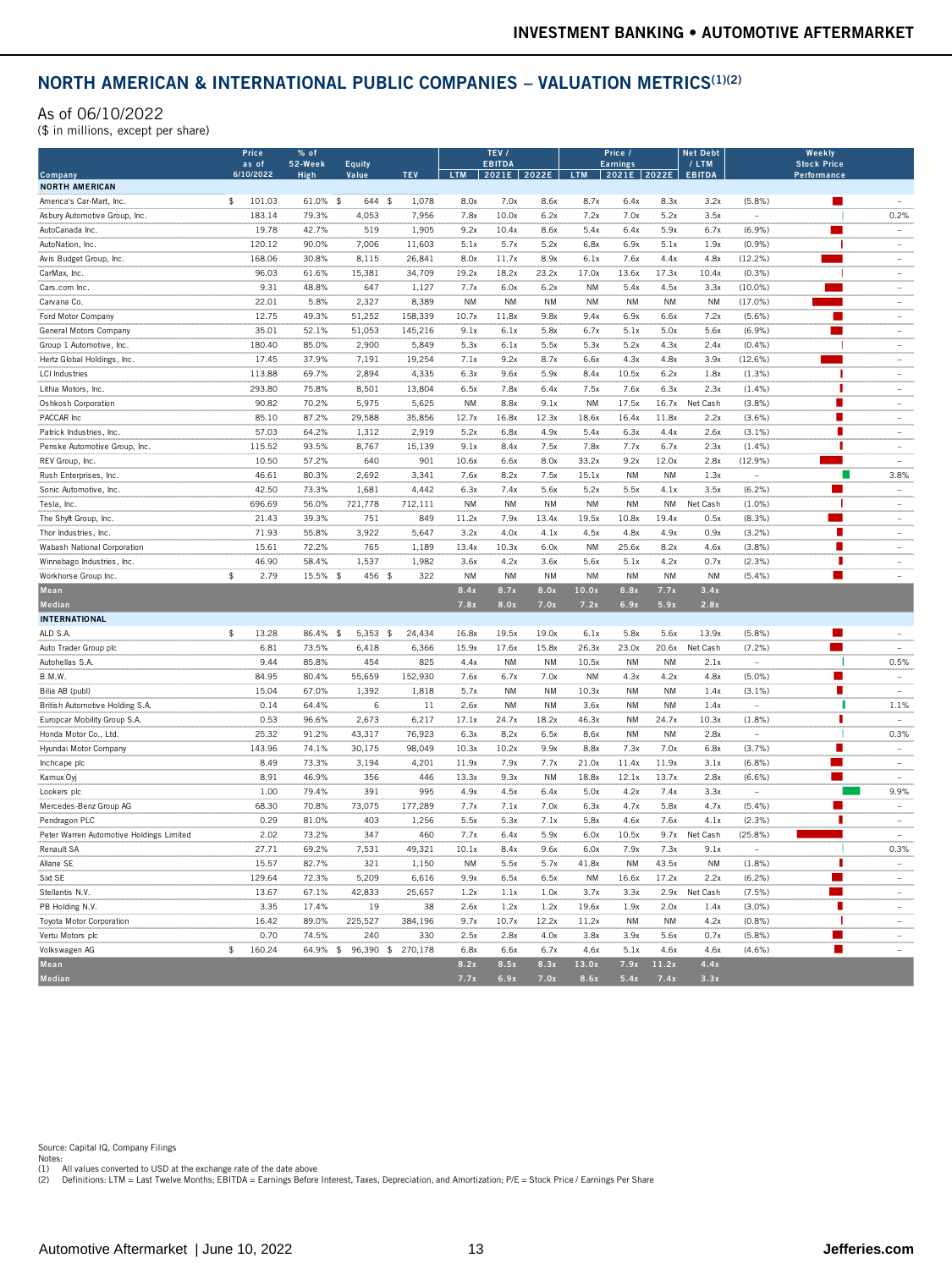## NORTH AMERICAN & INTERNATIONAL PUBLIC COMPANIES – VALUATION METRICS(1)(2)

As of 06/10/2022

($ in millions, except per share)

| Company | Price as of 6/10/2022 | % of 52-Week High | Equity Value | TEV | TEV / EBITDA LTM | TEV / EBITDA 2021E | TEV / EBITDA 2022E | Price / Earnings LTM | Price / Earnings 2021E | Price / Earnings 2022E | Net Debt / LTM EBITDA | Weekly Stock Price Performance | |
|---|---|---|---|---|---|---|---|---|---|---|---|---|---|
| **NORTH AMERICAN** | | | | | | | | | | | | | |
| America's Car-Mart, Inc. | $ 101.03 | 61.0% | $ 644 | $ 1,078 | 8.0x | 7.0x | 8.6x | 8.7x | 6.4x | 8.3x | 3.2x | (5.8%) | – |
| Asbury Automotive Group, Inc. | 183.14 | 79.3% | 4,053 | 7,956 | 7.8x | 10.0x | 6.2x | 7.2x | 7.0x | 5.2x | 3.5x | – | 0.2% |
| AutoCanada Inc. | 19.78 | 42.7% | 519 | 1,905 | 9.2x | 10.4x | 8.6x | 5.4x | 6.4x | 5.9x | 6.7x | (6.9%) | – |
| AutoNation, Inc. | 120.12 | 90.0% | 7,006 | 11,603 | 5.1x | 5.7x | 5.2x | 6.8x | 6.9x | 5.1x | 1.9x | (0.9%) | – |
| Avis Budget Group, Inc. | 168.06 | 30.8% | 8,115 | 26,841 | 8.0x | 11.7x | 8.9x | 6.1x | 7.6x | 4.4x | 4.8x | (12.2%) | – |
| CarMax, Inc. | 96.03 | 61.6% | 15,381 | 34,709 | 19.2x | 18.2x | 23.2x | 17.0x | 13.6x | 17.3x | 10.4x | (0.3%) | – |
| Cars.com Inc. | 9.31 | 48.8% | 647 | 1,127 | 7.7x | 6.0x | 6.2x | NM | 5.4x | 4.5x | 3.3x | (10.0%) | – |
| Carvana Co. | 22.01 | 5.8% | 2,327 | 8,389 | NM | NM | NM | NM | NM | NM | NM | (17.0%) | – |
| Ford Motor Company | 12.75 | 49.3% | 51,252 | 158,339 | 10.7x | 11.8x | 9.8x | 9.4x | 6.9x | 6.6x | 7.2x | (5.6%) | – |
| General Motors Company | 35.01 | 52.1% | 51,053 | 145,216 | 9.1x | 6.1x | 5.8x | 6.7x | 5.1x | 5.0x | 5.6x | (6.9%) | – |
| Group 1 Automotive, Inc. | 180.40 | 85.0% | 2,900 | 5,849 | 5.3x | 6.1x | 5.5x | 5.3x | 5.2x | 4.3x | 2.4x | (0.4%) | – |
| Hertz Global Holdings, Inc. | 17.45 | 37.9% | 7,191 | 19,254 | 7.1x | 9.2x | 8.7x | 6.6x | 4.3x | 4.8x | 3.9x | (12.6%) | – |
| LCI Industries | 113.88 | 69.7% | 2,894 | 4,335 | 6.3x | 9.6x | 5.9x | 8.4x | 10.5x | 6.2x | 1.8x | (1.3%) | – |
| Lithia Motors, Inc. | 293.80 | 75.8% | 8,501 | 13,804 | 6.5x | 7.8x | 6.4x | 7.5x | 7.6x | 6.3x | 2.3x | (1.4%) | – |
| Oshkosh Corporation | 90.82 | 70.2% | 5,975 | 5,625 | NM | 8.8x | 9.1x | NM | 17.5x | 16.7x | Net Cash | (3.8%) | – |
| PACCAR Inc | 85.10 | 87.2% | 29,588 | 35,856 | 12.7x | 16.8x | 12.3x | 18.6x | 16.4x | 11.8x | 2.2x | (3.6%) | – |
| Patrick Industries, Inc. | 57.03 | 64.2% | 1,312 | 2,919 | 5.2x | 6.8x | 4.9x | 5.4x | 6.3x | 4.4x | 2.6x | (3.1%) | – |
| Penske Automotive Group, Inc. | 115.52 | 93.5% | 8,767 | 15,139 | 9.1x | 8.4x | 7.5x | 7.8x | 7.7x | 6.7x | 2.3x | (1.4%) | – |
| REV Group, Inc. | 10.50 | 57.2% | 640 | 901 | 10.6x | 6.6x | 8.0x | 33.2x | 9.2x | 12.0x | 2.8x | (12.9%) | – |
| Rush Enterprises, Inc. | 46.61 | 80.3% | 2,692 | 3,341 | 7.6x | 8.2x | 7.5x | 15.1x | NM | NM | 1.3x | – | 3.8% |
| Sonic Automotive, Inc. | 42.50 | 73.3% | 1,681 | 4,442 | 6.3x | 7.4x | 5.6x | 5.2x | 5.5x | 4.1x | 3.5x | (6.2%) | – |
| Tesla, Inc. | 696.69 | 56.0% | 721,778 | 712,111 | NM | NM | NM | NM | NM | NM | Net Cash | (1.0%) | – |
| The Shyft Group, Inc. | 21.43 | 39.3% | 751 | 849 | 11.2x | 7.9x | 13.4x | 19.5x | 10.8x | 19.4x | 0.5x | (8.3%) | – |
| Thor Industries, Inc. | 71.93 | 55.8% | 3,922 | 5,647 | 3.2x | 4.0x | 4.1x | 4.5x | 4.8x | 4.9x | 0.9x | (3.2%) | – |
| Wabash National Corporation | 15.61 | 72.2% | 765 | 1,189 | 13.4x | 10.3x | 6.0x | NM | 25.6x | 8.2x | 4.6x | (3.8%) | – |
| Winnebago Industries, Inc. | 46.90 | 58.4% | 1,537 | 1,982 | 3.6x | 4.2x | 3.6x | 5.6x | 5.1x | 4.2x | 0.7x | (2.3%) | – |
| Workhorse Group Inc. | $ 2.79 | 15.5% | $ 456 | $ 322 | NM | NM | NM | NM | NM | NM | NM | (5.4%) | – |
| **Mean** | | | | | **8.4x** | **8.7x** | **8.0x** | **10.0x** | **8.8x** | **7.7x** | **3.4x** | | |
| **Median** | | | | | **7.8x** | **8.0x** | **7.0x** | **7.2x** | **6.9x** | **5.9x** | **2.8x** | | |
| **INTERNATIONAL** | | | | | | | | | | | | | |
| ALD S.A. | $ 13.28 | 86.4% | $ 5,353 | $ 24,434 | 16.8x | 19.5x | 19.0x | 6.1x | 5.8x | 5.6x | 13.9x | (5.8%) | – |
| Auto Trader Group plc | 6.81 | 73.5% | 6,418 | 6,366 | 15.9x | 17.6x | 15.8x | 26.3x | 23.0x | 20.6x | Net Cash | (7.2%) | – |
| Autohellas S.A. | 9.44 | 85.8% | 454 | 825 | 4.4x | NM | NM | 10.5x | NM | NM | 2.1x | – | 0.5% |
| B.M.W. | 84.95 | 80.4% | 55,659 | 152,930 | 7.6x | 6.7x | 7.0x | NM | 4.3x | 4.2x | 4.8x | (5.0%) | – |
| Bilia AB (publ) | 15.04 | 67.0% | 1,392 | 1,818 | 5.7x | NM | NM | 10.3x | NM | NM | 1.4x | (3.1%) | – |
| British Automotive Holding S.A. | 0.14 | 64.4% | 6 | 11 | 2.6x | NM | NM | 3.6x | NM | NM | 1.4x | – | 1.1% |
| Europcar Mobility Group S.A. | 0.53 | 96.6% | 2,673 | 6,217 | 17.1x | 24.7x | 18.2x | 46.3x | NM | 24.7x | 10.3x | (1.8%) | – |
| Honda Motor Co., Ltd. | 25.32 | 91.2% | 43,317 | 76,923 | 6.3x | 8.2x | 6.5x | 8.6x | NM | NM | 2.8x | – | 0.3% |
| Hyundai Motor Company | 143.96 | 74.1% | 30,175 | 98,049 | 10.3x | 10.2x | 9.9x | 8.8x | 7.3x | 7.0x | 6.8x | (3.7%) | – |
| Inchcape plc | 8.49 | 73.3% | 3,194 | 4,201 | 11.9x | 7.9x | 7.7x | 21.0x | 11.4x | 11.9x | 3.1x | (6.8%) | – |
| Kamux Oyj | 8.91 | 46.9% | 356 | 446 | 13.3x | 9.3x | NM | 18.8x | 12.1x | 13.7x | 2.8x | (6.6%) | – |
| Lookers plc | 1.00 | 79.4% | 391 | 995 | 4.9x | 4.5x | 6.4x | 5.0x | 4.2x | 7.4x | 3.3x | – | 9.9% |
| Mercedes-Benz Group AG | 68.30 | 70.8% | 73,075 | 177,289 | 7.7x | 7.1x | 7.0x | 6.3x | 4.7x | 5.8x | 4.7x | (5.4%) | – |
| Pendragon PLC | 0.29 | 81.0% | 403 | 1,256 | 5.5x | 5.3x | 7.1x | 5.8x | 4.6x | 7.6x | 4.1x | (2.3%) | – |
| Peter Warren Automotive Holdings Limited | 2.02 | 73.2% | 347 | 460 | 7.7x | 6.4x | 5.9x | 6.0x | 10.5x | 9.7x | Net Cash | (25.8%) | – |
| Renault SA | 27.71 | 69.2% | 7,531 | 49,321 | 10.1x | 8.4x | 9.6x | 6.0x | 7.9x | 7.3x | 9.1x | – | 0.3% |
| Allane SE | 15.57 | 82.7% | 321 | 1,150 | NM | 5.5x | 5.7x | 41.8x | NM | 43.5x | NM | (1.8%) | – |
| Sixt SE | 129.64 | 72.3% | 5,209 | 6,616 | 9.9x | 6.5x | 6.5x | NM | 16.6x | 17.2x | 2.2x | (6.2%) | – |
| Stellantis N.V. | 13.67 | 67.1% | 42,833 | 25,657 | 1.2x | 1.1x | 1.0x | 3.7x | 3.3x | 2.9x | Net Cash | (7.5%) | – |
| PB Holding N.V. | 3.35 | 17.4% | 19 | 38 | 2.6x | 1.2x | 1.2x | 19.6x | 1.9x | 2.0x | 1.4x | (3.0%) | – |
| Toyota Motor Corporation | 16.42 | 89.0% | 225,527 | 384,196 | 9.7x | 10.7x | 12.2x | 11.2x | NM | NM | 4.2x | (0.8%) | – |
| Vertu Motors plc | 0.70 | 74.5% | 240 | 330 | 2.5x | 2.8x | 4.0x | 3.8x | 3.9x | 5.6x | 0.7x | (5.8%) | – |
| Volkswagen AG | $ 160.24 | 64.9% | $ 96,390 | $ 270,178 | 6.8x | 6.6x | 6.7x | 4.6x | 5.1x | 4.6x | 4.6x | (4.6%) | – |
| **Mean** | | | | | **8.2x** | **8.5x** | **8.3x** | **13.0x** | **7.9x** | **11.2x** | **4.4x** | | |
| **Median** | | | | | **7.7x** | **6.9x** | **7.0x** | **8.6x** | **5.4x** | **7.4x** | **3.3x** | | |

Source: Capital IQ, Company Filings

Notes:

(1) All values converted to USD at the exchange rate of the date above

(2) Definitions: LTM = Last Twelve Months; EBITDA = Earnings Before Interest, Taxes, Depreciation, and Amortization; P/E = Stock Price / Earnings Per Share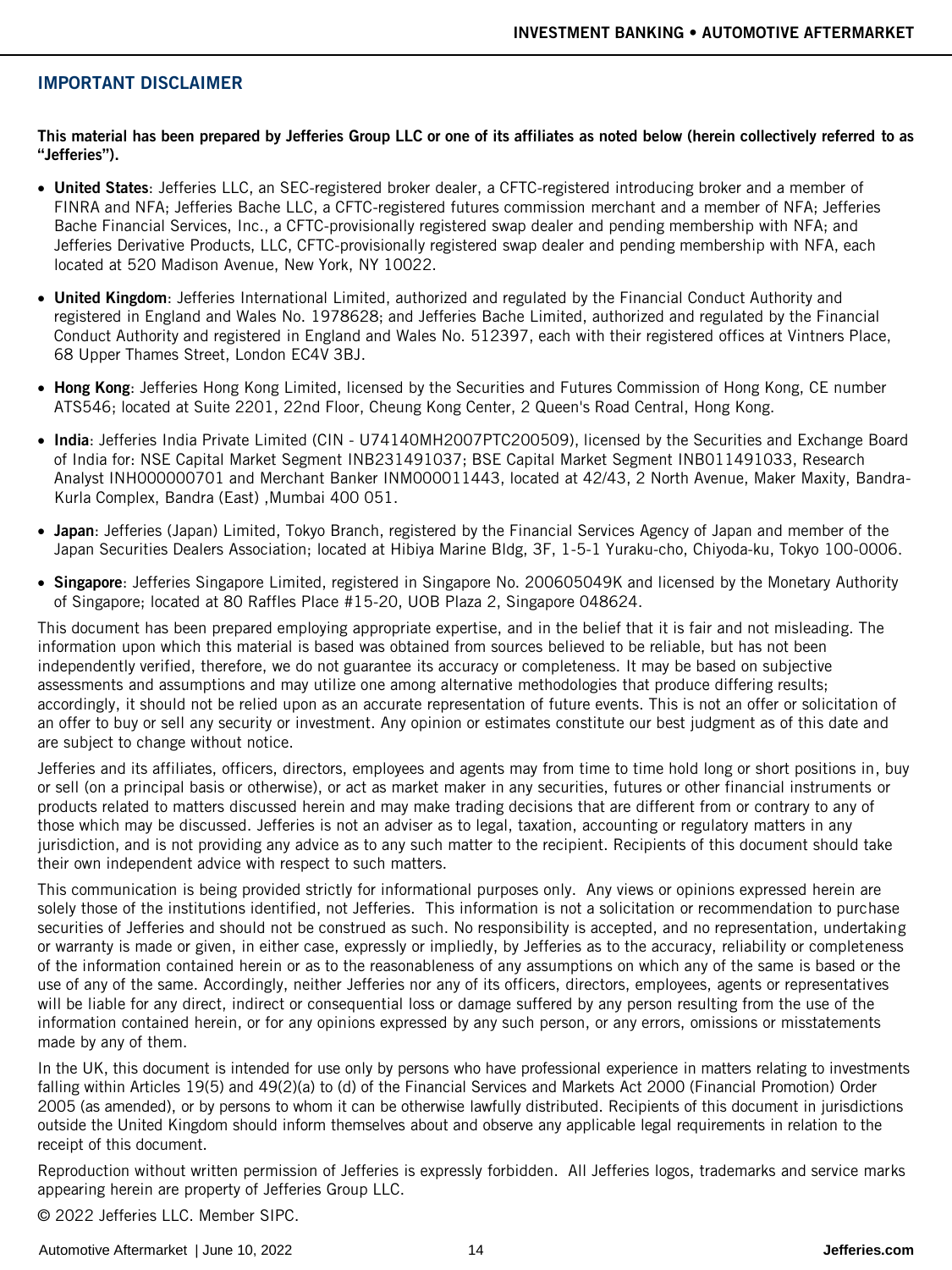## IMPORTANT DISCLAIMER

**This material has been prepared by Jefferies Group LLC or one of its affiliates as noted below (herein collectively referred to as "Jefferies").**

- **United States**: Jefferies LLC, an SEC-registered broker dealer, a CFTC-registered introducing broker and a member of FINRA and NFA; Jefferies Bache LLC, a CFTC-registered futures commission merchant and a member of NFA; Jefferies Bache Financial Services, Inc., a CFTC-provisionally registered swap dealer and pending membership with NFA; and Jefferies Derivative Products, LLC, CFTC-provisionally registered swap dealer and pending membership with NFA, each located at 520 Madison Avenue, New York, NY 10022.
- **United Kingdom**: Jefferies International Limited, authorized and regulated by the Financial Conduct Authority and registered in England and Wales No. 1978628; and Jefferies Bache Limited, authorized and regulated by the Financial Conduct Authority and registered in England and Wales No. 512397, each with their registered offices at Vintners Place, 68 Upper Thames Street, London EC4V 3BJ.
- **Hong Kong**: Jefferies Hong Kong Limited, licensed by the Securities and Futures Commission of Hong Kong, CE number ATS546; located at Suite 2201, 22nd Floor, Cheung Kong Center, 2 Queen's Road Central, Hong Kong.
- **India**: Jefferies India Private Limited (CIN - U74140MH2007PTC200509), licensed by the Securities and Exchange Board of India for: NSE Capital Market Segment INB231491037; BSE Capital Market Segment INB011491033, Research Analyst INH000000701 and Merchant Banker INM000011443, located at 42/43, 2 North Avenue, Maker Maxity, Bandra-Kurla Complex, Bandra (East) ,Mumbai 400 051.
- **Japan**: Jefferies (Japan) Limited, Tokyo Branch, registered by the Financial Services Agency of Japan and member of the Japan Securities Dealers Association; located at Hibiya Marine Bldg, 3F, 1-5-1 Yuraku-cho, Chiyoda-ku, Tokyo 100-0006.
- **Singapore**: Jefferies Singapore Limited, registered in Singapore No. 200605049K and licensed by the Monetary Authority of Singapore; located at 80 Raffles Place #15-20, UOB Plaza 2, Singapore 048624.

This document has been prepared employing appropriate expertise, and in the belief that it is fair and not misleading. The information upon which this material is based was obtained from sources believed to be reliable, but has not been independently verified, therefore, we do not guarantee its accuracy or completeness. It may be based on subjective assessments and assumptions and may utilize one among alternative methodologies that produce differing results; accordingly, it should not be relied upon as an accurate representation of future events. This is not an offer or solicitation of an offer to buy or sell any security or investment. Any opinion or estimates constitute our best judgment as of this date and are subject to change without notice.

Jefferies and its affiliates, officers, directors, employees and agents may from time to time hold long or short positions in, buy or sell (on a principal basis or otherwise), or act as market maker in any securities, futures or other financial instruments or products related to matters discussed herein and may make trading decisions that are different from or contrary to any of those which may be discussed. Jefferies is not an adviser as to legal, taxation, accounting or regulatory matters in any jurisdiction, and is not providing any advice as to any such matter to the recipient. Recipients of this document should take their own independent advice with respect to such matters.

This communication is being provided strictly for informational purposes only. Any views or opinions expressed herein are solely those of the institutions identified, not Jefferies. This information is not a solicitation or recommendation to purchase securities of Jefferies and should not be construed as such. No responsibility is accepted, and no representation, undertaking or warranty is made or given, in either case, expressly or impliedly, by Jefferies as to the accuracy, reliability or completeness of the information contained herein or as to the reasonableness of any assumptions on which any of the same is based or the use of any of the same. Accordingly, neither Jefferies nor any of its officers, directors, employees, agents or representatives will be liable for any direct, indirect or consequential loss or damage suffered by any person resulting from the use of the information contained herein, or for any opinions expressed by any such person, or any errors, omissions or misstatements made by any of them.

In the UK, this document is intended for use only by persons who have professional experience in matters relating to investments falling within Articles 19(5) and 49(2)(a) to (d) of the Financial Services and Markets Act 2000 (Financial Promotion) Order 2005 (as amended), or by persons to whom it can be otherwise lawfully distributed. Recipients of this document in jurisdictions outside the United Kingdom should inform themselves about and observe any applicable legal requirements in relation to the receipt of this document.

Reproduction without written permission of Jefferies is expressly forbidden. All Jefferies logos, trademarks and service marks appearing herein are property of Jefferies Group LLC.

© 2022 Jefferies LLC. Member SIPC.